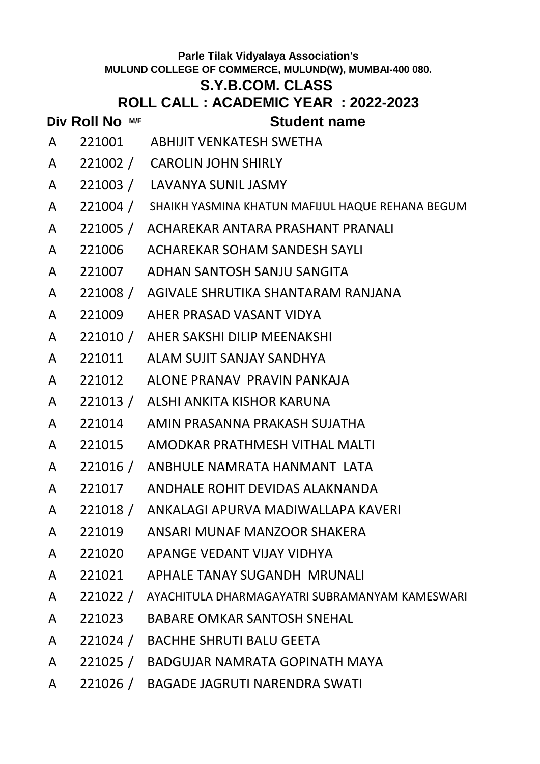Parle Tilak Vidyalaya Association's
MULUND COLLEGE OF COMMERCE, MULUND(W), MUMBAI-400 080.

# S.Y.B.COM. CLASS

## ROLL CALL : ACADEMIC YEAR : 2022-2023

| Div | Roll No | M/F | Student name |
|---|---|---|---|
| A | 221001 | | ABHIJIT VENKATESH SWETHA |
| A | 221002 | / | CAROLIN JOHN SHIRLY |
| A | 221003 | / | LAVANYA SUNIL JASMY |
| A | 221004 | / | SHAIKH YASMINA KHATUN MAFIJUL HAQUE REHANA BEGUM |
| A | 221005 | / | ACHAREKAR ANTARA PRASHANT PRANALI |
| A | 221006 | | ACHAREKAR SOHAM SANDESH SAYLI |
| A | 221007 | | ADHAN SANTOSH SANJU SANGITA |
| A | 221008 | / | AGIVALE SHRUTIKA SHANTARAM RANJANA |
| A | 221009 | | AHER PRASAD VASANT VIDYA |
| A | 221010 | / | AHER SAKSHI DILIP MEENAKSHI |
| A | 221011 | | ALAM SUJIT SANJAY SANDHYA |
| A | 221012 | | ALONE PRANAV PRAVIN PANKAJA |
| A | 221013 | / | ALSHI ANKITA KISHOR KARUNA |
| A | 221014 | | AMIN PRASANNA PRAKASH SUJATHA |
| A | 221015 | | AMODKAR PRATHMESH VITHAL MALTI |
| A | 221016 | / | ANBHULE NAMRATA HANMANT LATA |
| A | 221017 | | ANDHALE ROHIT DEVIDAS ALAKNANDA |
| A | 221018 | / | ANKALAGI APURVA MADIWALLAPA KAVERI |
| A | 221019 | | ANSARI MUNAF MANZOOR SHAKERA |
| A | 221020 | | APANGE VEDANT VIJAY VIDHYA |
| A | 221021 | | APHALE TANAY SUGANDH MRUNALI |
| A | 221022 | / | AYACHITULA DHARMAGAYATRI SUBRAMANYAM KAMESWARI |
| A | 221023 | | BABARE OMKAR SANTOSH SNEHAL |
| A | 221024 | / | BACHHE SHRUTI BALU GEETA |
| A | 221025 | / | BADGUJAR NAMRATA GOPINATH MAYA |
| A | 221026 | / | BAGADE JAGRUTI NARENDRA SWATI |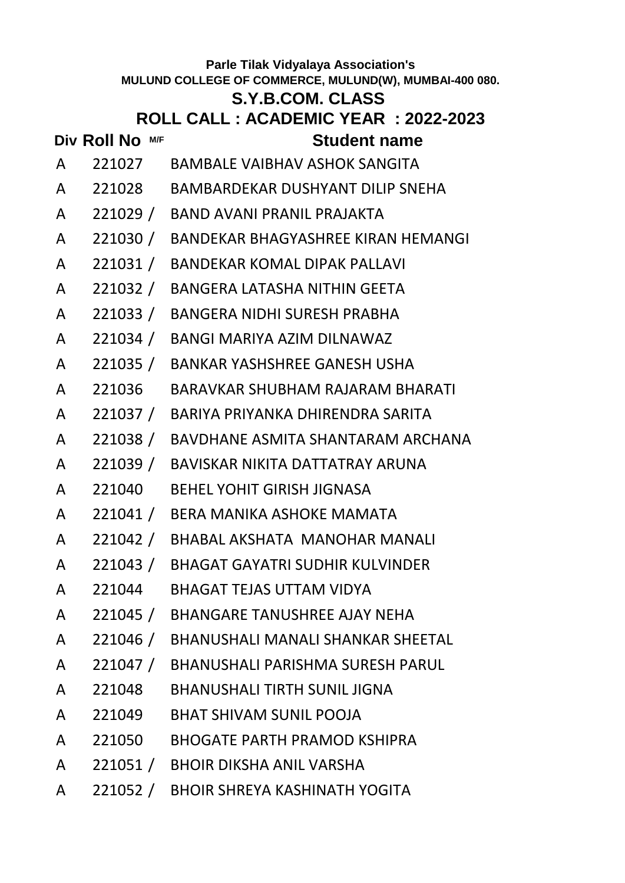Parle Tilak Vidyalaya Association's

MULUND COLLEGE OF COMMERCE, MULUND(W), MUMBAI-400 080.

## S.Y.B.COM. CLASS

## ROLL CALL : ACADEMIC YEAR : 2022-2023

| Div | Roll No | M/F | Student name |
|---|---|---|---|
| A | 221027 | | BAMBALE VAIBHAV ASHOK SANGITA |
| A | 221028 | | BAMBARDEKAR DUSHYANT DILIP SNEHA |
| A | 221029 | / | BAND AVANI PRANIL PRAJAKTA |
| A | 221030 | / | BANDEKAR BHAGYASHREE KIRAN HEMANGI |
| A | 221031 | / | BANDEKAR KOMAL DIPAK PALLAVI |
| A | 221032 | / | BANGERA LATASHA NITHIN GEETA |
| A | 221033 | / | BANGERA NIDHI SURESH PRABHA |
| A | 221034 | / | BANGI MARIYA AZIM DILNAWAZ |
| A | 221035 | / | BANKAR YASHSHREE GANESH USHA |
| A | 221036 | | BARAVKAR SHUBHAM RAJARAM BHARATI |
| A | 221037 | / | BARIYA PRIYANKA DHIRENDRA SARITA |
| A | 221038 | / | BAVDHANE ASMITA SHANTARAM ARCHANA |
| A | 221039 | / | BAVISKAR NIKITA DATTATRAY ARUNA |
| A | 221040 | | BEHEL YOHIT GIRISH JIGNASA |
| A | 221041 | / | BERA MANIKA ASHOKE MAMATA |
| A | 221042 | / | BHABAL AKSHATA MANOHAR MANALI |
| A | 221043 | / | BHAGAT GAYATRI SUDHIR KULVINDER |
| A | 221044 | | BHAGAT TEJAS UTTAM VIDYA |
| A | 221045 | / | BHANGARE TANUSHREE AJAY NEHA |
| A | 221046 | / | BHANUSHALI MANALI SHANKAR SHEETAL |
| A | 221047 | / | BHANUSHALI PARISHMA SURESH PARUL |
| A | 221048 | | BHANUSHALI TIRTH SUNIL JIGNA |
| A | 221049 | | BHAT SHIVAM SUNIL POOJA |
| A | 221050 | | BHOGATE PARTH PRAMOD KSHIPRA |
| A | 221051 | / | BHOIR DIKSHA ANIL VARSHA |
| A | 221052 | / | BHOIR SHREYA KASHINATH YOGITA |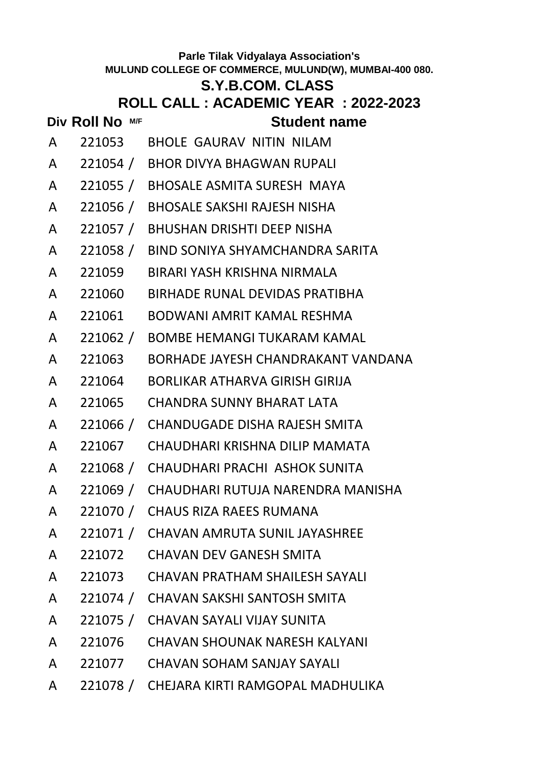Parle Tilak Vidyalaya Association's

MULUND COLLEGE OF COMMERCE, MULUND(W), MUMBAI-400 080.

## S.Y.B.COM. CLASS

## ROLL CALL : ACADEMIC YEAR : 2022-2023

| Div | Roll No | M/F | Student name |
|---|---|---|---|
| A | 221053 | | BHOLE GAURAV NITIN NILAM |
| A | 221054 | / | BHOR DIVYA BHAGWAN RUPALI |
| A | 221055 | / | BHOSALE ASMITA SURESH MAYA |
| A | 221056 | / | BHOSALE SAKSHI RAJESH NISHA |
| A | 221057 | / | BHUSHAN DRISHTI DEEP NISHA |
| A | 221058 | / | BIND SONIYA SHYAMCHANDRA SARITA |
| A | 221059 | | BIRARI YASH KRISHNA NIRMALA |
| A | 221060 | | BIRHADE RUNAL DEVIDAS PRATIBHA |
| A | 221061 | | BODWANI AMRIT KAMAL RESHMA |
| A | 221062 | / | BOMBE HEMANGI TUKARAM KAMAL |
| A | 221063 | | BORHADE JAYESH CHANDRAKANT VANDANA |
| A | 221064 | | BORLIKAR ATHARVA GIRISH GIRIJA |
| A | 221065 | | CHANDRA SUNNY BHARAT LATA |
| A | 221066 | / | CHANDUGADE DISHA RAJESH SMITA |
| A | 221067 | | CHAUDHARI KRISHNA DILIP MAMATA |
| A | 221068 | / | CHAUDHARI PRACHI ASHOK SUNITA |
| A | 221069 | / | CHAUDHARI RUTUJA NARENDRA MANISHA |
| A | 221070 | / | CHAUS RIZA RAEES RUMANA |
| A | 221071 | / | CHAVAN AMRUTA SUNIL JAYASHREE |
| A | 221072 | | CHAVAN DEV GANESH SMITA |
| A | 221073 | | CHAVAN PRATHAM SHAILESH SAYALI |
| A | 221074 | / | CHAVAN SAKSHI SANTOSH SMITA |
| A | 221075 | / | CHAVAN SAYALI VIJAY SUNITA |
| A | 221076 | | CHAVAN SHOUNAK NARESH KALYANI |
| A | 221077 | | CHAVAN SOHAM SANJAY SAYALI |
| A | 221078 | / | CHEJARA KIRTI RAMGOPAL MADHULIKA |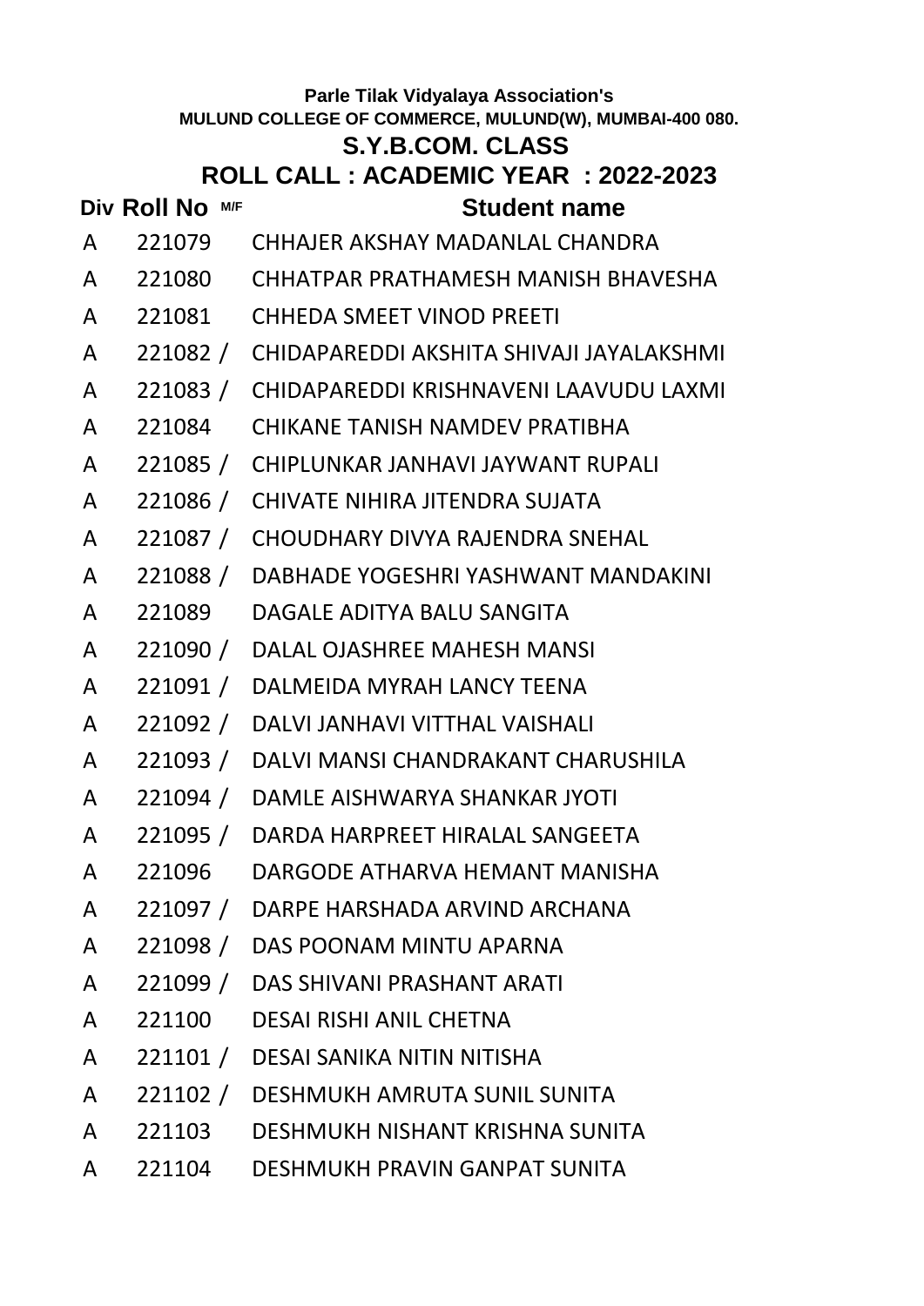Parle Tilak Vidyalaya Association's

MULUND COLLEGE OF COMMERCE, MULUND(W), MUMBAI-400 080.

## S.Y.B.COM. CLASS

## ROLL CALL : ACADEMIC YEAR : 2022-2023

| Div | Roll No | M/F | Student name |
|---|---|---|---|
| A | 221079 | | CHHAJER AKSHAY MADANLAL CHANDRA |
| A | 221080 | | CHHATPAR PRATHAMESH MANISH BHAVESHA |
| A | 221081 | | CHHEDA SMEET VINOD PREETI |
| A | 221082 | / | CHIDAPAREDDI AKSHITA SHIVAJI JAYALAKSHMI |
| A | 221083 | / | CHIDAPAREDDI KRISHNAVENI LAAVUDU LAXMI |
| A | 221084 | | CHIKANE TANISH NAMDEV PRATIBHA |
| A | 221085 | / | CHIPLUNKAR JANHAVI JAYWANT RUPALI |
| A | 221086 | / | CHIVATE NIHIRA JITENDRA SUJATA |
| A | 221087 | / | CHOUDHARY DIVYA RAJENDRA SNEHAL |
| A | 221088 | / | DABHADE YOGESHRI YASHWANT MANDAKINI |
| A | 221089 | | DAGALE ADITYA BALU SANGITA |
| A | 221090 | / | DALAL OJASHREE MAHESH MANSI |
| A | 221091 | / | DALMEIDA MYRAH LANCY TEENA |
| A | 221092 | / | DALVI JANHAVI VITTHAL VAISHALI |
| A | 221093 | / | DALVI MANSI CHANDRAKANT CHARUSHILA |
| A | 221094 | / | DAMLE AISHWARYA SHANKAR JYOTI |
| A | 221095 | / | DARDA HARPREET HIRALAL SANGEETA |
| A | 221096 | | DARGODE ATHARVA HEMANT MANISHA |
| A | 221097 | / | DARPE HARSHADA ARVIND ARCHANA |
| A | 221098 | / | DAS POONAM MINTU APARNA |
| A | 221099 | / | DAS SHIVANI PRASHANT ARATI |
| A | 221100 | | DESAI RISHI ANIL CHETNA |
| A | 221101 | / | DESAI SANIKA NITIN NITISHA |
| A | 221102 | / | DESHMUKH AMRUTA SUNIL SUNITA |
| A | 221103 | | DESHMUKH NISHANT KRISHNA SUNITA |
| A | 221104 | | DESHMUKH PRAVIN GANPAT SUNITA |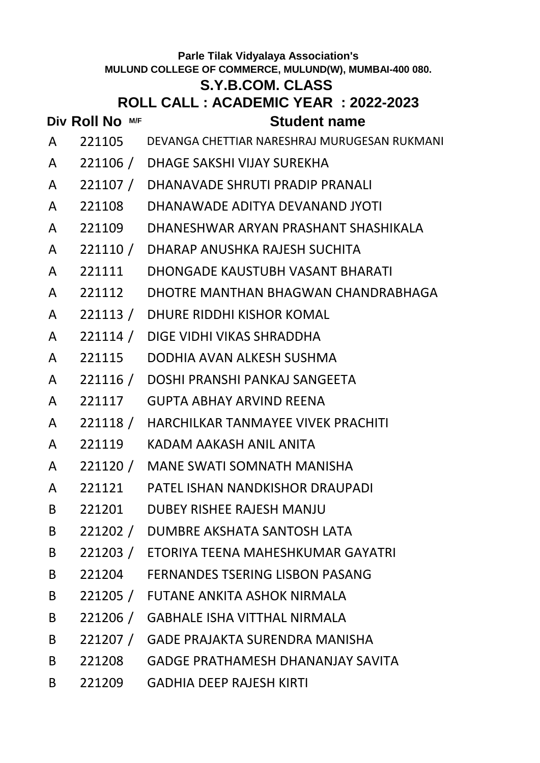Parle Tilak Vidyalaya Association's

MULUND COLLEGE OF COMMERCE, MULUND(W), MUMBAI-400 080.

## S.Y.B.COM. CLASS

## ROLL CALL : ACADEMIC YEAR : 2022-2023

| Div | Roll No | M/F | Student name |
|---|---|---|---|
| A | 221105 | | DEVANGA CHETTIAR NARESHRAJ MURUGESAN RUKMANI |
| A | 221106 | / | DHAGE SAKSHI VIJAY SUREKHA |
| A | 221107 | / | DHANAVADE SHRUTI PRADIP PRANALI |
| A | 221108 | | DHANAWADE ADITYA DEVANAND JYOTI |
| A | 221109 | | DHANESHWAR ARYAN PRASHANT SHASHIKALA |
| A | 221110 | / | DHARAP ANUSHKA RAJESH SUCHITA |
| A | 221111 | | DHONGADE KAUSTUBH VASANT BHARATI |
| A | 221112 | | DHOTRE MANTHAN BHAGWAN CHANDRABHAGA |
| A | 221113 | / | DHURE RIDDHI KISHOR KOMAL |
| A | 221114 | / | DIGE VIDHI VIKAS SHRADDHA |
| A | 221115 | | DODHIA AVAN ALKESH SUSHMA |
| A | 221116 | / | DOSHI PRANSHI PANKAJ SANGEETA |
| A | 221117 | | GUPTA ABHAY ARVIND REENA |
| A | 221118 | / | HARCHILKAR TANMAYEE VIVEK PRACHITI |
| A | 221119 | | KADAM AAKASH ANIL ANITA |
| A | 221120 | / | MANE SWATI SOMNATH MANISHA |
| A | 221121 | | PATEL ISHAN NANDKISHOR DRAUPADI |
| B | 221201 | | DUBEY RISHEE RAJESH MANJU |
| B | 221202 | / | DUMBRE AKSHATA SANTOSH LATA |
| B | 221203 | / | ETORIYA TEENA MAHESHKUMAR GAYATRI |
| B | 221204 | | FERNANDES TSERING LISBON PASANG |
| B | 221205 | / | FUTANE ANKITA ASHOK NIRMALA |
| B | 221206 | / | GABHALE ISHA VITTHAL NIRMALA |
| B | 221207 | / | GADE PRAJAKTA SURENDRA MANISHA |
| B | 221208 | | GADGE PRATHAMESH DHANANJAY SAVITA |
| B | 221209 | | GADHIA DEEP RAJESH KIRTI |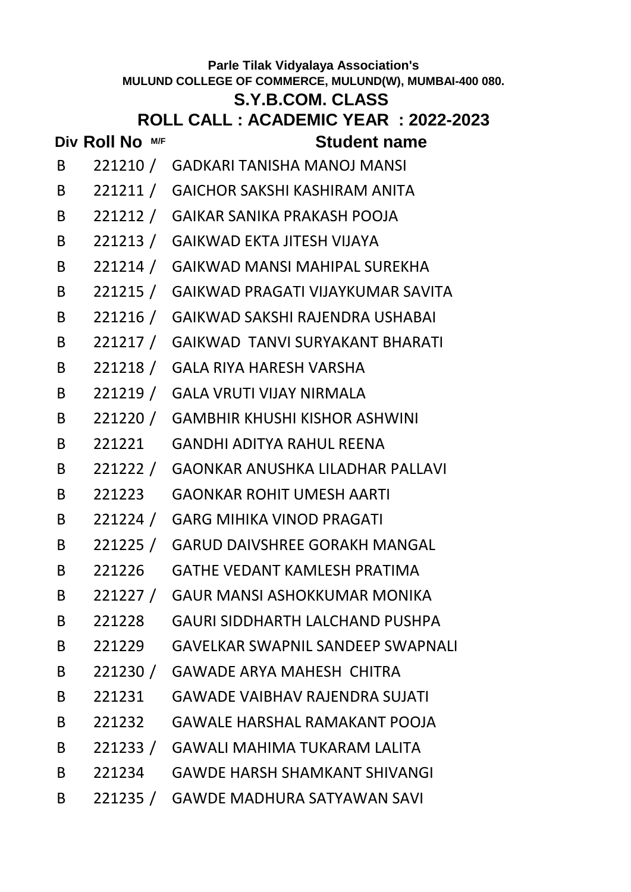Parle Tilak Vidyalaya Association's

MULUND COLLEGE OF COMMERCE, MULUND(W), MUMBAI-400 080.

## S.Y.B.COM. CLASS

## ROLL CALL : ACADEMIC YEAR : 2022-2023

| Div | Roll No | M/F | Student name |
|---|---|---|---|
| B | 221210 | / | GADKARI TANISHA MANOJ MANSI |
| B | 221211 | / | GAICHOR SAKSHI KASHIRAM ANITA |
| B | 221212 | / | GAIKAR SANIKA PRAKASH POOJA |
| B | 221213 | / | GAIKWAD EKTA JITESH VIJAYA |
| B | 221214 | / | GAIKWAD MANSI MAHIPAL SUREKHA |
| B | 221215 | / | GAIKWAD PRAGATI VIJAYKUMAR SAVITA |
| B | 221216 | / | GAIKWAD SAKSHI RAJENDRA USHABAI |
| B | 221217 | / | GAIKWAD TANVI SURYAKANT BHARATI |
| B | 221218 | / | GALA RIYA HARESH VARSHA |
| B | 221219 | / | GALA VRUTI VIJAY NIRMALA |
| B | 221220 | / | GAMBHIR KHUSHI KISHOR ASHWINI |
| B | 221221 | | GANDHI ADITYA RAHUL REENA |
| B | 221222 | / | GAONKAR ANUSHKA LILADHAR PALLAVI |
| B | 221223 | | GAONKAR ROHIT UMESH AARTI |
| B | 221224 | / | GARG MIHIKA VINOD PRAGATI |
| B | 221225 | / | GARUD DAIVSHREE GORAKH MANGAL |
| B | 221226 | | GATHE VEDANT KAMLESH PRATIMA |
| B | 221227 | / | GAUR MANSI ASHOKKUMAR MONIKA |
| B | 221228 | | GAURI SIDDHARTH LALCHAND PUSHPA |
| B | 221229 | | GAVELKAR SWAPNIL SANDEEP SWAPNALI |
| B | 221230 | / | GAWADE ARYA MAHESH CHITRA |
| B | 221231 | | GAWADE VAIBHAV RAJENDRA SUJATI |
| B | 221232 | | GAWALE HARSHAL RAMAKANT POOJA |
| B | 221233 | / | GAWALI MAHIMA TUKARAM LALITA |
| B | 221234 | | GAWDE HARSH SHAMKANT SHIVANGI |
| B | 221235 | / | GAWDE MADHURA SATYAWAN SAVI |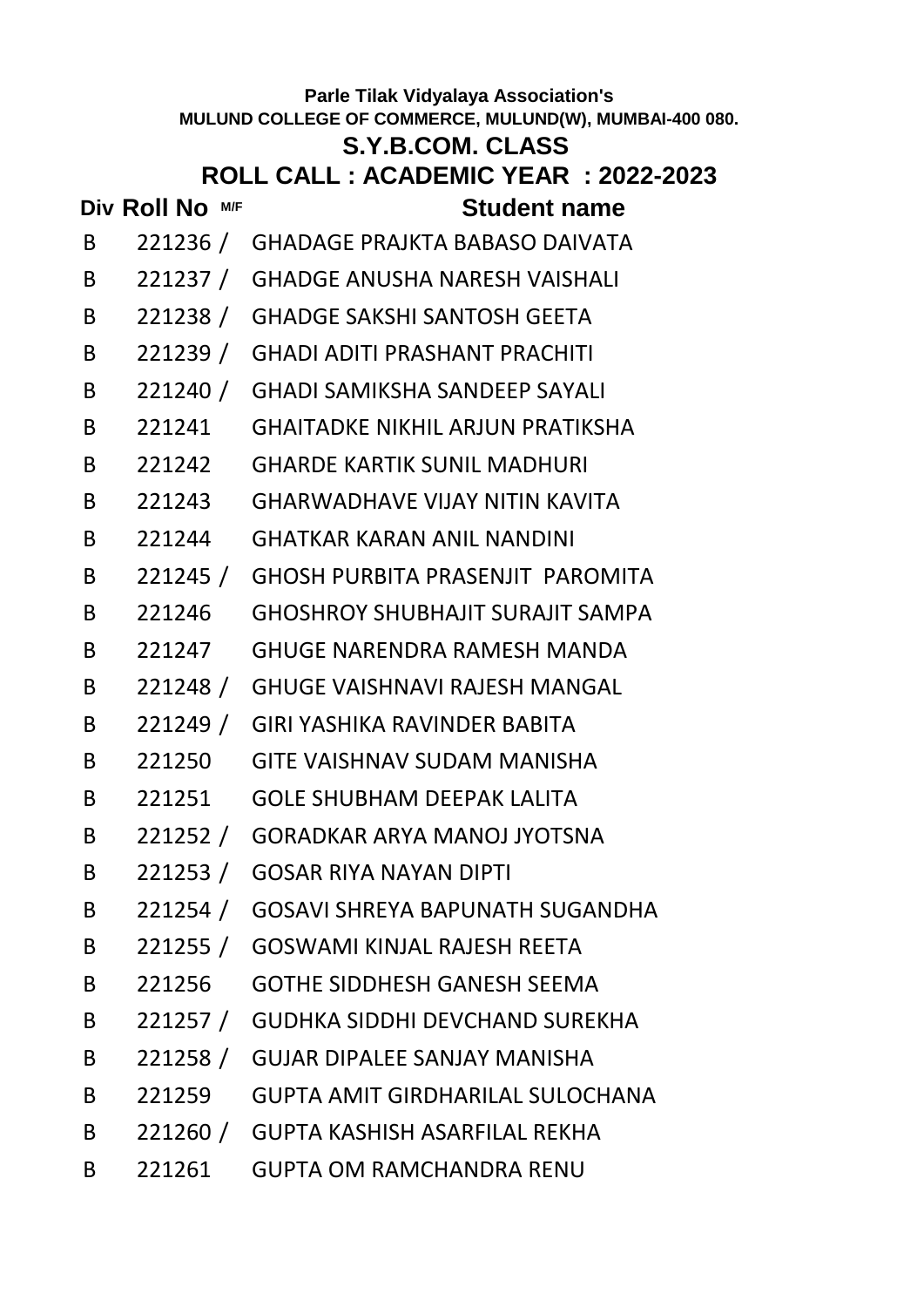Parle Tilak Vidyalaya Association's

MULUND COLLEGE OF COMMERCE, MULUND(W), MUMBAI-400 080.

## S.Y.B.COM. CLASS

## ROLL CALL : ACADEMIC YEAR : 2022-2023

| Div | Roll No | M/F | Student name |
|---|---|---|---|
| B | 221236 | / | GHADAGE PRAJKTA BABASO DAIVATA |
| B | 221237 | / | GHADGE ANUSHA NARESH VAISHALI |
| B | 221238 | / | GHADGE SAKSHI SANTOSH GEETA |
| B | 221239 | / | GHADI ADITI PRASHANT PRACHITI |
| B | 221240 | / | GHADI SAMIKSHA SANDEEP SAYALI |
| B | 221241 | | GHAITADKE NIKHIL ARJUN PRATIKSHA |
| B | 221242 | | GHARDE KARTIK SUNIL MADHURI |
| B | 221243 | | GHARWADHAVE VIJAY NITIN KAVITA |
| B | 221244 | | GHATKAR KARAN ANIL NANDINI |
| B | 221245 | / | GHOSH PURBITA PRASENJIT PAROMITA |
| B | 221246 | | GHOSHROY SHUBHAJIT SURAJIT SAMPA |
| B | 221247 | | GHUGE NARENDRA RAMESH MANDA |
| B | 221248 | / | GHUGE VAISHNAVI RAJESH MANGAL |
| B | 221249 | / | GIRI YASHIKA RAVINDER BABITA |
| B | 221250 | | GITE VAISHNAV SUDAM MANISHA |
| B | 221251 | | GOLE SHUBHAM DEEPAK LALITA |
| B | 221252 | / | GORADKAR ARYA MANOJ JYOTSNA |
| B | 221253 | / | GOSAR RIYA NAYAN DIPTI |
| B | 221254 | / | GOSAVI SHREYA BAPUNATH SUGANDHA |
| B | 221255 | / | GOSWAMI KINJAL RAJESH REETA |
| B | 221256 | | GOTHE SIDDHESH GANESH SEEMA |
| B | 221257 | / | GUDHKA SIDDHI DEVCHAND SUREKHA |
| B | 221258 | / | GUJAR DIPALEE SANJAY MANISHA |
| B | 221259 | | GUPTA AMIT GIRDHARILAL SULOCHANA |
| B | 221260 | / | GUPTA KASHISH ASARFILAL REKHA |
| B | 221261 | | GUPTA OM RAMCHANDRA RENU |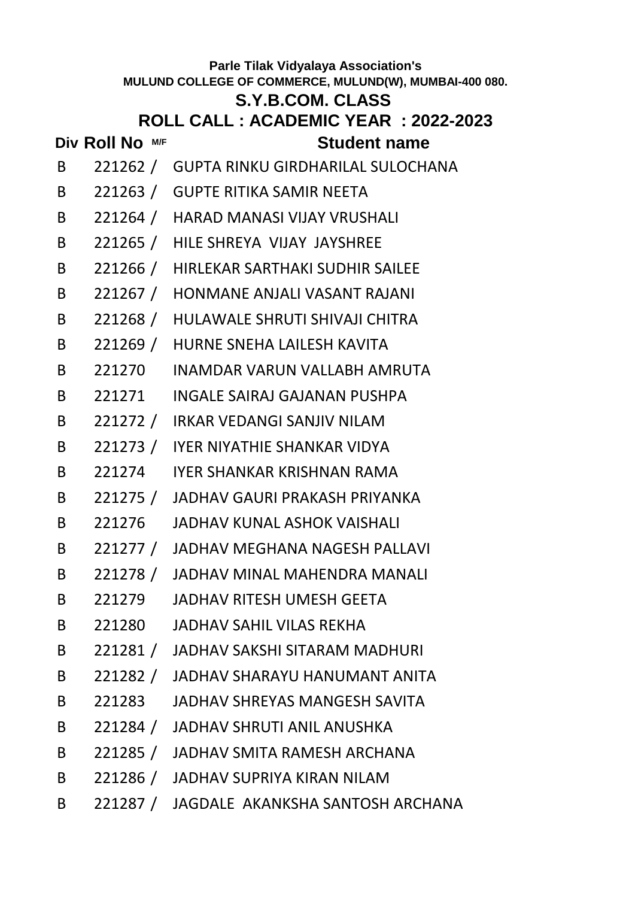Parle Tilak Vidyalaya Association's

MULUND COLLEGE OF COMMERCE, MULUND(W), MUMBAI-400 080.

## S.Y.B.COM. CLASS

## ROLL CALL : ACADEMIC YEAR : 2022-2023

| Div | Roll No | M/F | Student name |
|---|---|---|---|
| B | 221262 | / | GUPTA RINKU GIRDHARILAL SULOCHANA |
| B | 221263 | / | GUPTE RITIKA SAMIR NEETA |
| B | 221264 | / | HARAD MANASI VIJAY VRUSHALI |
| B | 221265 | / | HILE SHREYA VIJAY JAYSHREE |
| B | 221266 | / | HIRLEKAR SARTHAKI SUDHIR SAILEE |
| B | 221267 | / | HONMANE ANJALI VASANT RAJANI |
| B | 221268 | / | HULAWALE SHRUTI SHIVAJI CHITRA |
| B | 221269 | / | HURNE SNEHA LAILESH KAVITA |
| B | 221270 | | INAMDAR VARUN VALLABH AMRUTA |
| B | 221271 | | INGALE SAIRAJ GAJANAN PUSHPA |
| B | 221272 | / | IRKAR VEDANGI SANJIV NILAM |
| B | 221273 | / | IYER NIYATHIE SHANKAR VIDYA |
| B | 221274 | | IYER SHANKAR KRISHNAN RAMA |
| B | 221275 | / | JADHAV GAURI PRAKASH PRIYANKA |
| B | 221276 | | JADHAV KUNAL ASHOK VAISHALI |
| B | 221277 | / | JADHAV MEGHANA NAGESH PALLAVI |
| B | 221278 | / | JADHAV MINAL MAHENDRA MANALI |
| B | 221279 | | JADHAV RITESH UMESH GEETA |
| B | 221280 | | JADHAV SAHIL VILAS REKHA |
| B | 221281 | / | JADHAV SAKSHI SITARAM MADHURI |
| B | 221282 | / | JADHAV SHARAYU HANUMANT ANITA |
| B | 221283 | | JADHAV SHREYAS MANGESH SAVITA |
| B | 221284 | / | JADHAV SHRUTI ANIL ANUSHKA |
| B | 221285 | / | JADHAV SMITA RAMESH ARCHANA |
| B | 221286 | / | JADHAV SUPRIYA KIRAN NILAM |
| B | 221287 | / | JAGDALE AKANKSHA SANTOSH ARCHANA |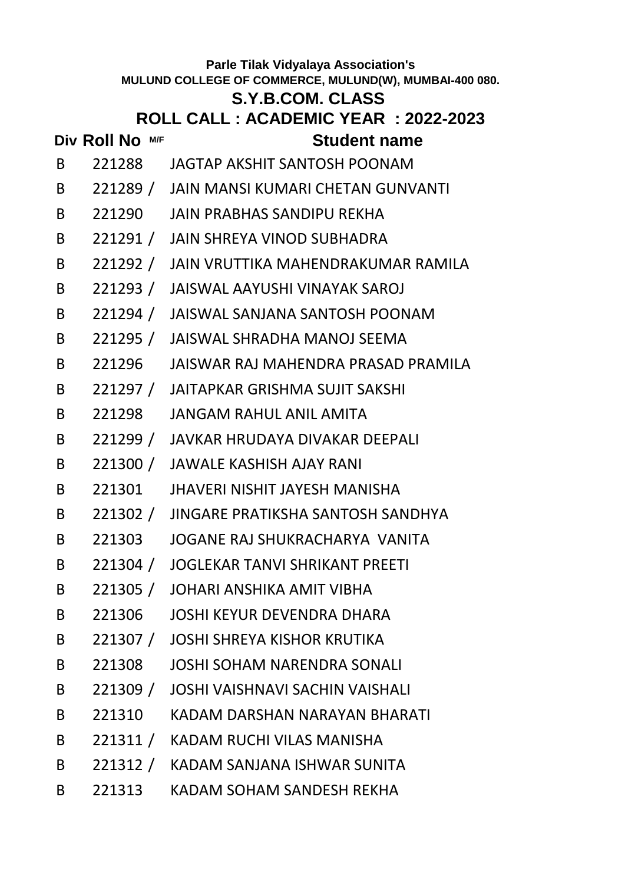Parle Tilak Vidyalaya Association's

**MULUND COLLEGE OF COMMERCE, MULUND(W), MUMBAI-400 080.**

## S.Y.B.COM. CLASS

## ROLL CALL : ACADEMIC YEAR : 2022-2023

| Div | Roll No | M/F | Student name |
|---|---|---|---|
| B | 221288 | | JAGTAP AKSHIT SANTOSH POONAM |
| B | 221289 | / | JAIN MANSI KUMARI CHETAN GUNVANTI |
| B | 221290 | | JAIN PRABHAS SANDIPU REKHA |
| B | 221291 | / | JAIN SHREYA VINOD SUBHADRA |
| B | 221292 | / | JAIN VRUTTIKA MAHENDRAKUMAR RAMILA |
| B | 221293 | / | JAISWAL AAYUSHI VINAYAK SAROJ |
| B | 221294 | / | JAISWAL SANJANA SANTOSH POONAM |
| B | 221295 | / | JAISWAL SHRADHA MANOJ SEEMA |
| B | 221296 | | JAISWAR RAJ MAHENDRA PRASAD PRAMILA |
| B | 221297 | / | JAITAPKAR GRISHMA SUJIT SAKSHI |
| B | 221298 | | JANGAM RAHUL ANIL AMITA |
| B | 221299 | / | JAVKAR HRUDAYA DIVAKAR DEEPALI |
| B | 221300 | / | JAWALE KASHISH AJAY RANI |
| B | 221301 | | JHAVERI NISHIT JAYESH MANISHA |
| B | 221302 | / | JINGARE PRATIKSHA SANTOSH SANDHYA |
| B | 221303 | | JOGANE RAJ SHUKRACHARYA VANITA |
| B | 221304 | / | JOGLEKAR TANVI SHRIKANT PREETI |
| B | 221305 | / | JOHARI ANSHIKA AMIT VIBHA |
| B | 221306 | | JOSHI KEYUR DEVENDRA DHARA |
| B | 221307 | / | JOSHI SHREYA KISHOR KRUTIKA |
| B | 221308 | | JOSHI SOHAM NARENDRA SONALI |
| B | 221309 | / | JOSHI VAISHNAVI SACHIN VAISHALI |
| B | 221310 | | KADAM DARSHAN NARAYAN BHARATI |
| B | 221311 | / | KADAM RUCHI VILAS MANISHA |
| B | 221312 | / | KADAM SANJANA ISHWAR SUNITA |
| B | 221313 | | KADAM SOHAM SANDESH REKHA |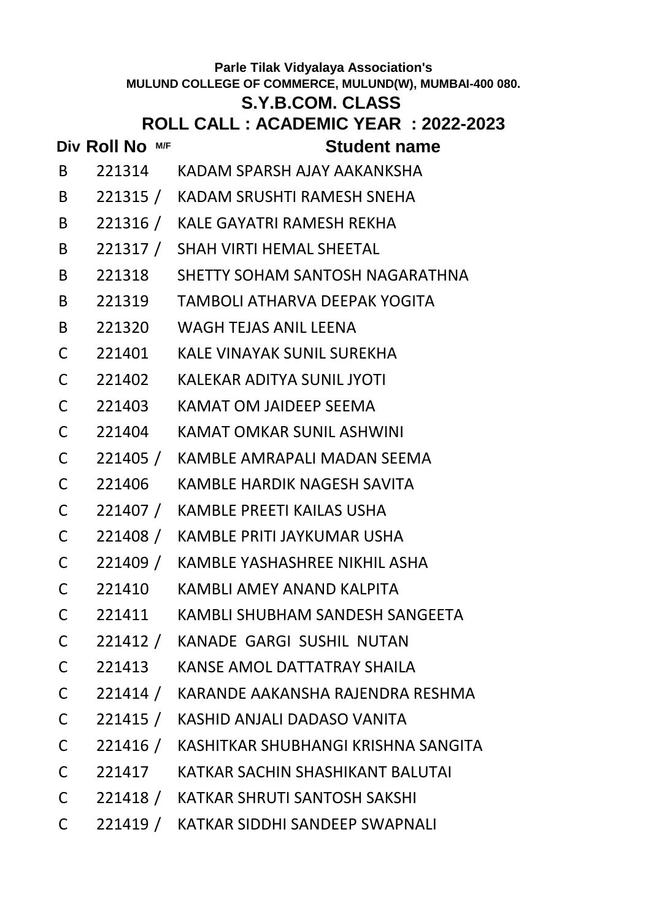Parle Tilak Vidyalaya Association's

MULUND COLLEGE OF COMMERCE, MULUND(W), MUMBAI-400 080.

## S.Y.B.COM. CLASS

## ROLL CALL : ACADEMIC YEAR : 2022-2023

| Div | Roll No | M/F | Student name |
|---|---|---|---|
| B | 221314 | | KADAM SPARSH AJAY AAKANKSHA |
| B | 221315 | / | KADAM SRUSHTI RAMESH SNEHA |
| B | 221316 | / | KALE GAYATRI RAMESH REKHA |
| B | 221317 | / | SHAH VIRTI HEMAL SHEETAL |
| B | 221318 | | SHETTY SOHAM SANTOSH NAGARATHNA |
| B | 221319 | | TAMBOLI ATHARVA DEEPAK YOGITA |
| B | 221320 | | WAGH TEJAS ANIL LEENA |
| C | 221401 | | KALE VINAYAK SUNIL SUREKHA |
| C | 221402 | | KALEKAR ADITYA SUNIL JYOTI |
| C | 221403 | | KAMAT OM JAIDEEP SEEMA |
| C | 221404 | | KAMAT OMKAR SUNIL ASHWINI |
| C | 221405 | / | KAMBLE AMRAPALI MADAN SEEMA |
| C | 221406 | | KAMBLE HARDIK NAGESH SAVITA |
| C | 221407 | / | KAMBLE PREETI KAILAS USHA |
| C | 221408 | / | KAMBLE PRITI JAYKUMAR USHA |
| C | 221409 | / | KAMBLE YASHASHREE NIKHIL ASHA |
| C | 221410 | | KAMBLI AMEY ANAND KALPITA |
| C | 221411 | | KAMBLI SHUBHAM SANDESH SANGEETA |
| C | 221412 | / | KANADE GARGI SUSHIL NUTAN |
| C | 221413 | | KANSE AMOL DATTATRAY SHAILA |
| C | 221414 | / | KARANDE AAKANSHA RAJENDRA RESHMA |
| C | 221415 | / | KASHID ANJALI DADASO VANITA |
| C | 221416 | / | KASHITKAR SHUBHANGI KRISHNA SANGITA |
| C | 221417 | | KATKAR SACHIN SHASHIKANT BALUTAI |
| C | 221418 | / | KATKAR SHRUTI SANTOSH SAKSHI |
| C | 221419 | / | KATKAR SIDDHI SANDEEP SWAPNALI |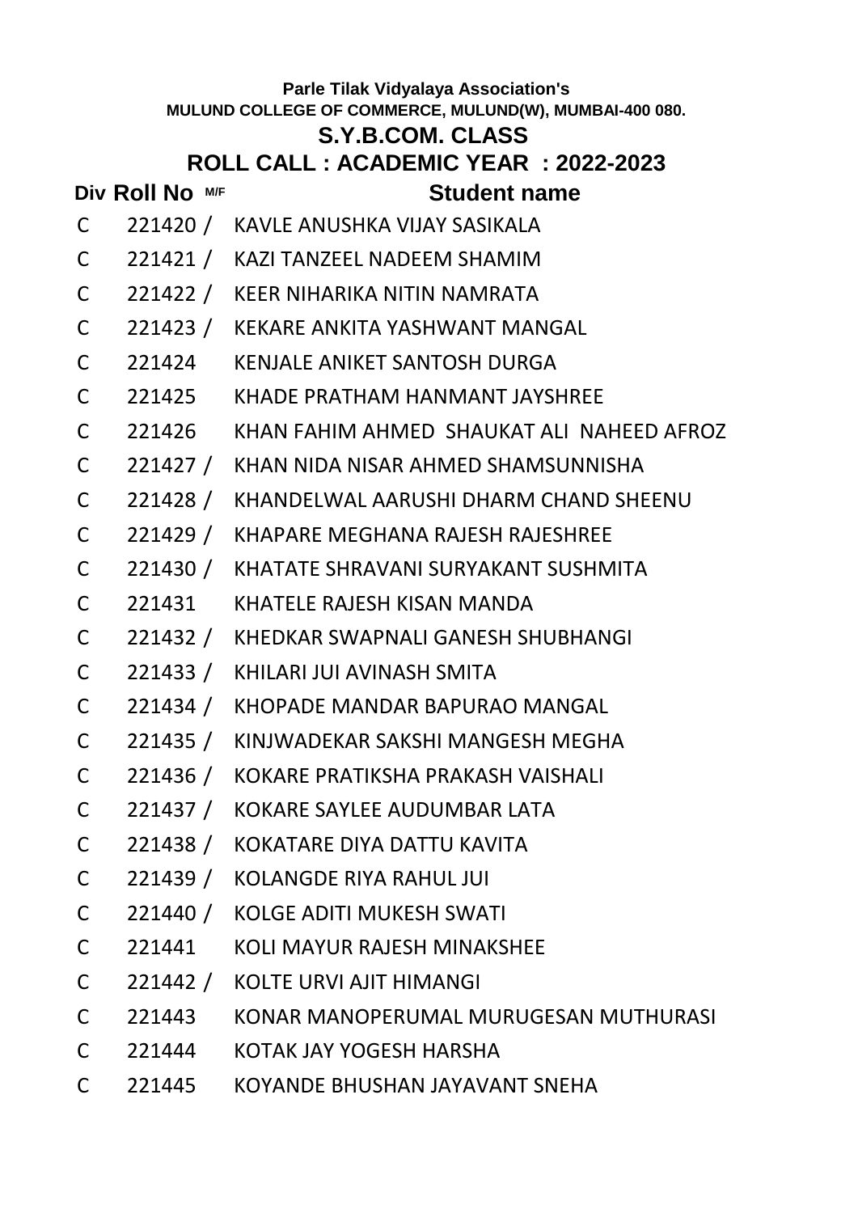**Parle Tilak Vidyalaya Association's**

**MULUND COLLEGE OF COMMERCE, MULUND(W), MUMBAI-400 080.**

## S.Y.B.COM. CLASS

## ROLL CALL : ACADEMIC YEAR : 2022-2023

| Div | Roll No | M/F | Student name |
|---|---|---|---|
| C | 221420 | / | KAVLE ANUSHKA VIJAY SASIKALA |
| C | 221421 | / | KAZI TANZEEL NADEEM SHAMIM |
| C | 221422 | / | KEER NIHARIKA NITIN NAMRATA |
| C | 221423 | / | KEKARE ANKITA YASHWANT MANGAL |
| C | 221424 | | KENJALE ANIKET SANTOSH DURGA |
| C | 221425 | | KHADE PRATHAM HANMANT JAYSHREE |
| C | 221426 | | KHAN FAHIM AHMED SHAUKAT ALI NAHEED AFROZ |
| C | 221427 | / | KHAN NIDA NISAR AHMED SHAMSUNNISHA |
| C | 221428 | / | KHANDELWAL AARUSHI DHARM CHAND SHEENU |
| C | 221429 | / | KHAPARE MEGHANA RAJESH RAJESHREE |
| C | 221430 | / | KHATATE SHRAVANI SURYAKANT SUSHMITA |
| C | 221431 | | KHATELE RAJESH KISAN MANDA |
| C | 221432 | / | KHEDKAR SWAPNALI GANESH SHUBHANGI |
| C | 221433 | / | KHILARI JUI AVINASH SMITA |
| C | 221434 | / | KHOPADE MANDAR BAPURAO MANGAL |
| C | 221435 | / | KINJWADEKAR SAKSHI MANGESH MEGHA |
| C | 221436 | / | KOKARE PRATIKSHA PRAKASH VAISHALI |
| C | 221437 | / | KOKARE SAYLEE AUDUMBAR LATA |
| C | 221438 | / | KOKATARE DIYA DATTU KAVITA |
| C | 221439 | / | KOLANGDE RIYA RAHUL JUI |
| C | 221440 | / | KOLGE ADITI MUKESH SWATI |
| C | 221441 | | KOLI MAYUR RAJESH MINAKSHEE |
| C | 221442 | / | KOLTE URVI AJIT HIMANGI |
| C | 221443 | | KONAR MANOPERUMAL MURUGESAN MUTHURASI |
| C | 221444 | | KOTAK JAY YOGESH HARSHA |
| C | 221445 | | KOYANDE BHUSHAN JAYAVANT SNEHA |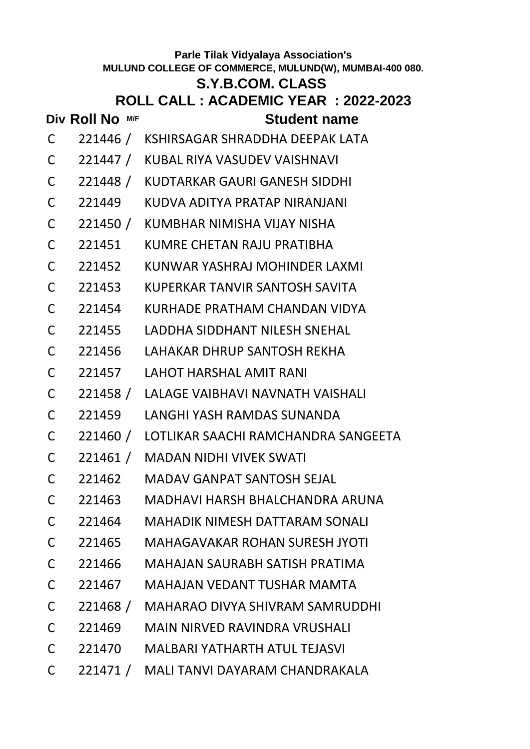Parle Tilak Vidyalaya Association's

MULUND COLLEGE OF COMMERCE, MULUND(W), MUMBAI-400 080.

## S.Y.B.COM. CLASS

## ROLL CALL : ACADEMIC YEAR : 2022-2023

| Div | Roll No | M/F | Student name |
|---|---|---|---|
| C | 221446 | / | KSHIRSAGAR SHRADDHA DEEPAK LATA |
| C | 221447 | / | KUBAL RIYA VASUDEV VAISHNAVI |
| C | 221448 | / | KUDTARKAR GAURI GANESH SIDDHI |
| C | 221449 | | KUDVA ADITYA PRATAP NIRANJANI |
| C | 221450 | / | KUMBHAR NIMISHA VIJAY NISHA |
| C | 221451 | | KUMRE CHETAN RAJU PRATIBHA |
| C | 221452 | | KUNWAR YASHRAJ MOHINDER LAXMI |
| C | 221453 | | KUPERKAR TANVIR SANTOSH SAVITA |
| C | 221454 | | KURHADE PRATHAM CHANDAN VIDYA |
| C | 221455 | | LADDHA SIDDHANT NILESH SNEHAL |
| C | 221456 | | LAHAKAR DHRUP SANTOSH REKHA |
| C | 221457 | | LAHOT HARSHAL AMIT RANI |
| C | 221458 | / | LALAGE VAIBHAVI NAVNATH VAISHALI |
| C | 221459 | | LANGHI YASH RAMDAS SUNANDA |
| C | 221460 | / | LOTLIKAR SAACHI RAMCHANDRA SANGEETA |
| C | 221461 | / | MADAN NIDHI VIVEK SWATI |
| C | 221462 | | MADAV GANPAT SANTOSH SEJAL |
| C | 221463 | | MADHAVI HARSH BHALCHANDRA ARUNA |
| C | 221464 | | MAHADIK NIMESH DATTARAM SONALI |
| C | 221465 | | MAHAGAVAKAR ROHAN SURESH JYOTI |
| C | 221466 | | MAHAJAN SAURABH SATISH PRATIMA |
| C | 221467 | | MAHAJAN VEDANT TUSHAR MAMTA |
| C | 221468 | / | MAHARAO DIVYA SHIVRAM SAMRUDDHI |
| C | 221469 | | MAIN NIRVED RAVINDRA VRUSHALI |
| C | 221470 | | MALBARI YATHARTH ATUL TEJASVI |
| C | 221471 | / | MALI TANVI DAYARAM CHANDRAKALA |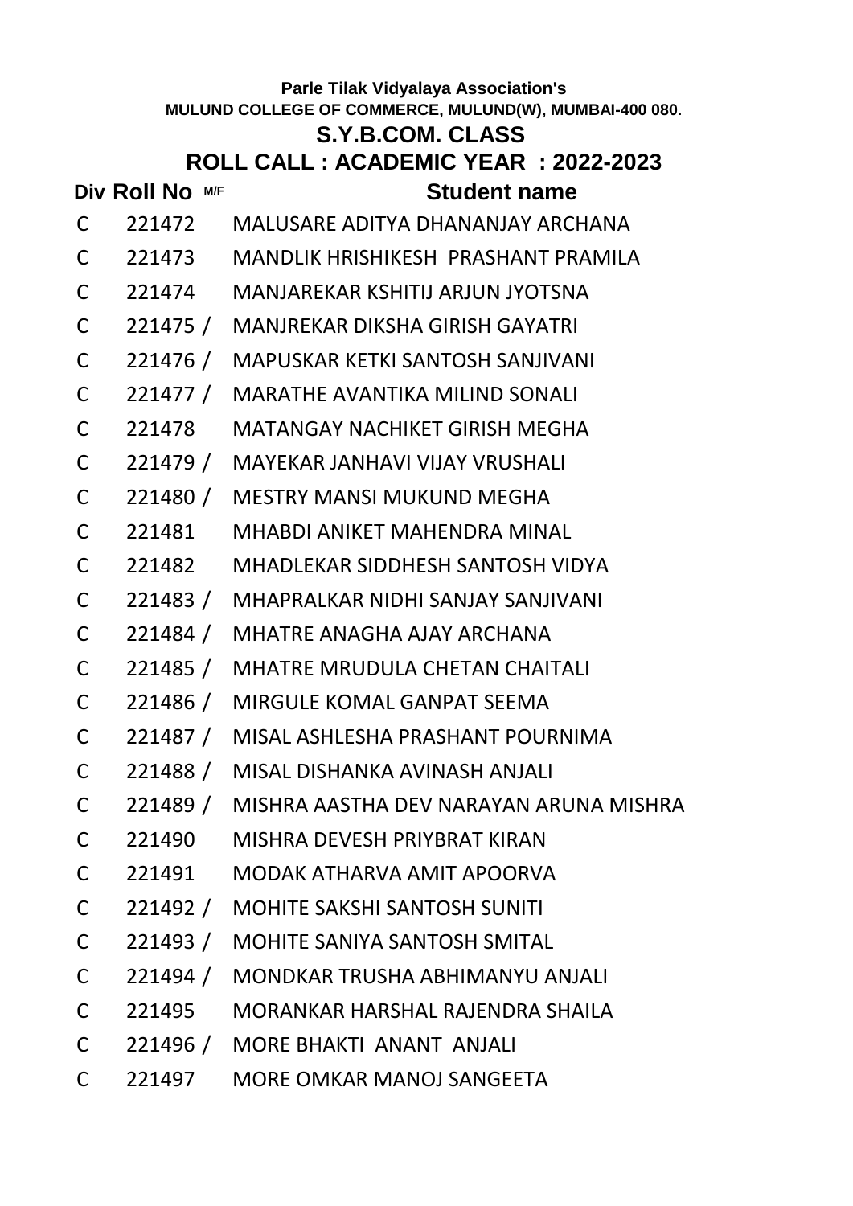**Parle Tilak Vidyalaya Association's**

**MULUND COLLEGE OF COMMERCE, MULUND(W), MUMBAI-400 080.**

## S.Y.B.COM. CLASS

## ROLL CALL : ACADEMIC YEAR : 2022-2023

| Div | Roll No | M/F | Student name |
|---|---|---|---|
| C | 221472 | | MALUSARE ADITYA DHANANJAY ARCHANA |
| C | 221473 | | MANDLIK HRISHIKESH PRASHANT PRAMILA |
| C | 221474 | | MANJAREKAR KSHITIJ ARJUN JYOTSNA |
| C | 221475 | / | MANJREKAR DIKSHA GIRISH GAYATRI |
| C | 221476 | / | MAPUSKAR KETKI SANTOSH SANJIVANI |
| C | 221477 | / | MARATHE AVANTIKA MILIND SONALI |
| C | 221478 | | MATANGAY NACHIKET GIRISH MEGHA |
| C | 221479 | / | MAYEKAR JANHAVI VIJAY VRUSHALI |
| C | 221480 | / | MESTRY MANSI MUKUND MEGHA |
| C | 221481 | | MHABDI ANIKET MAHENDRA MINAL |
| C | 221482 | | MHADLEKAR SIDDHESH SANTOSH VIDYA |
| C | 221483 | / | MHAPRALKAR NIDHI SANJAY SANJIVANI |
| C | 221484 | / | MHATRE ANAGHA AJAY ARCHANA |
| C | 221485 | / | MHATRE MRUDULA CHETAN CHAITALI |
| C | 221486 | / | MIRGULE KOMAL GANPAT SEEMA |
| C | 221487 | / | MISAL ASHLESHA PRASHANT POURNIMA |
| C | 221488 | / | MISAL DISHANKA AVINASH ANJALI |
| C | 221489 | / | MISHRA AASTHA DEV NARAYAN ARUNA MISHRA |
| C | 221490 | | MISHRA DEVESH PRIYBRAT KIRAN |
| C | 221491 | | MODAK ATHARVA AMIT APOORVA |
| C | 221492 | / | MOHITE SAKSHI SANTOSH SUNITI |
| C | 221493 | / | MOHITE SANIYA SANTOSH SMITAL |
| C | 221494 | / | MONDKAR TRUSHA ABHIMANYU ANJALI |
| C | 221495 | | MORANKAR HARSHAL RAJENDRA SHAILA |
| C | 221496 | / | MORE BHAKTI ANANT ANJALI |
| C | 221497 | | MORE OMKAR MANOJ SANGEETA |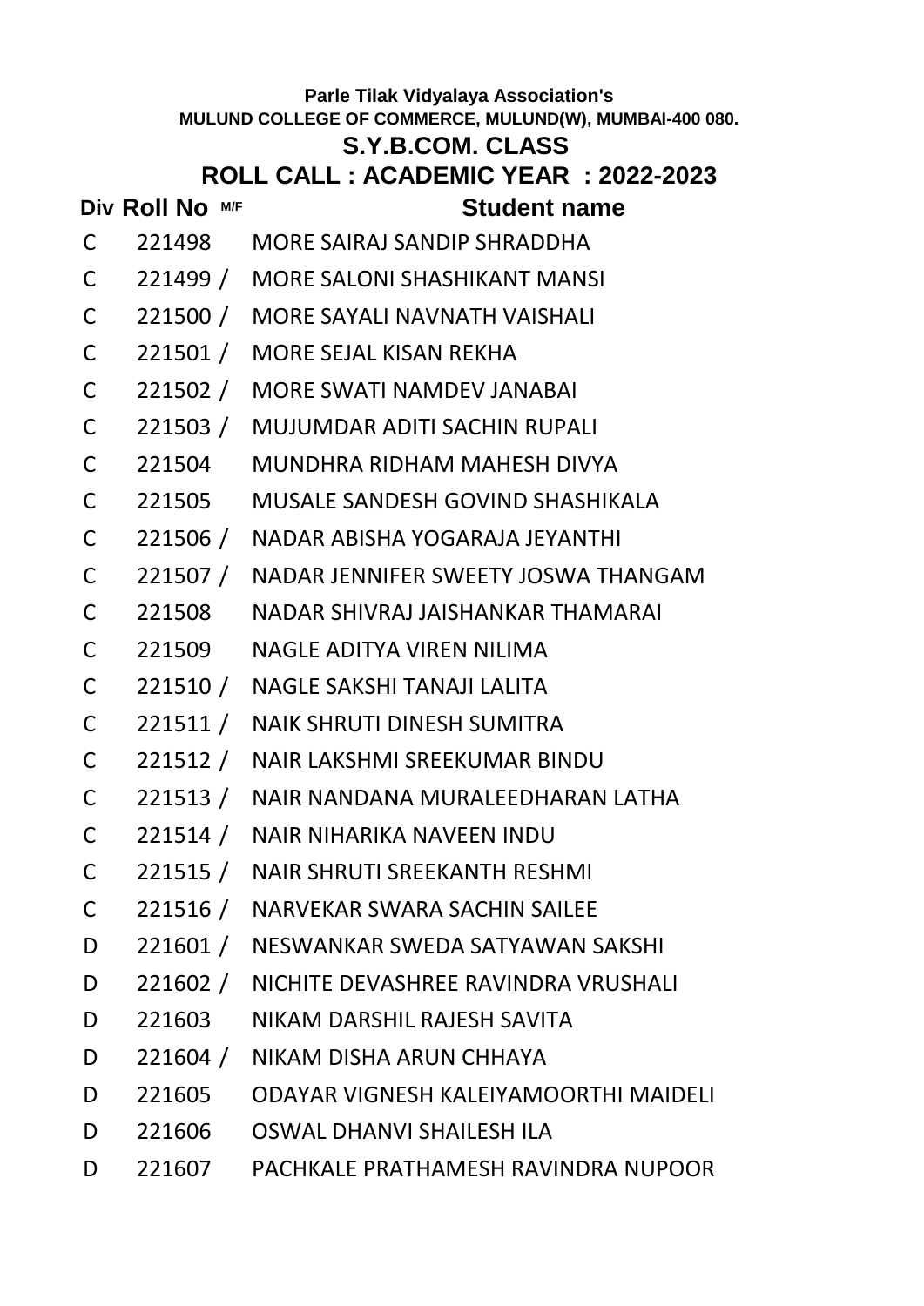Parle Tilak Vidyalaya Association's

MULUND COLLEGE OF COMMERCE, MULUND(W), MUMBAI-400 080.

## S.Y.B.COM. CLASS

## ROLL CALL : ACADEMIC YEAR : 2022-2023

| Div | Roll No | M/F | Student name |
|---|---|---|---|
| C | 221498 | | MORE SAIRAJ SANDIP SHRADDHA |
| C | 221499 | / | MORE SALONI SHASHIKANT MANSI |
| C | 221500 | / | MORE SAYALI NAVNATH VAISHALI |
| C | 221501 | / | MORE SEJAL KISAN REKHA |
| C | 221502 | / | MORE SWATI NAMDEV JANABAI |
| C | 221503 | / | MUJUMDAR ADITI SACHIN RUPALI |
| C | 221504 | | MUNDHRA RIDHAM MAHESH DIVYA |
| C | 221505 | | MUSALE SANDESH GOVIND SHASHIKALA |
| C | 221506 | / | NADAR ABISHA YOGARAJA JEYANTHI |
| C | 221507 | / | NADAR JENNIFER SWEETY JOSWA THANGAM |
| C | 221508 | | NADAR SHIVRAJ JAISHANKAR THAMARAI |
| C | 221509 | | NAGLE ADITYA VIREN NILIMA |
| C | 221510 | / | NAGLE SAKSHI TANAJI LALITA |
| C | 221511 | / | NAIK SHRUTI DINESH SUMITRA |
| C | 221512 | / | NAIR LAKSHMI SREEKUMAR BINDU |
| C | 221513 | / | NAIR NANDANA MURALEEDHARAN LATHA |
| C | 221514 | / | NAIR NIHARIKA NAVEEN INDU |
| C | 221515 | / | NAIR SHRUTI SREEKANTH RESHMI |
| C | 221516 | / | NARVEKAR SWARA SACHIN SAILEE |
| D | 221601 | / | NESWANKAR SWEDA SATYAWAN SAKSHI |
| D | 221602 | / | NICHITE DEVASHREE RAVINDRA VRUSHALI |
| D | 221603 | | NIKAM DARSHIL RAJESH SAVITA |
| D | 221604 | / | NIKAM DISHA ARUN CHHAYA |
| D | 221605 | | ODAYAR VIGNESH KALEIYAMOORTHI MAIDELI |
| D | 221606 | | OSWAL DHANVI SHAILESH ILA |
| D | 221607 | | PACHKALE PRATHAMESH RAVINDRA NUPOOR |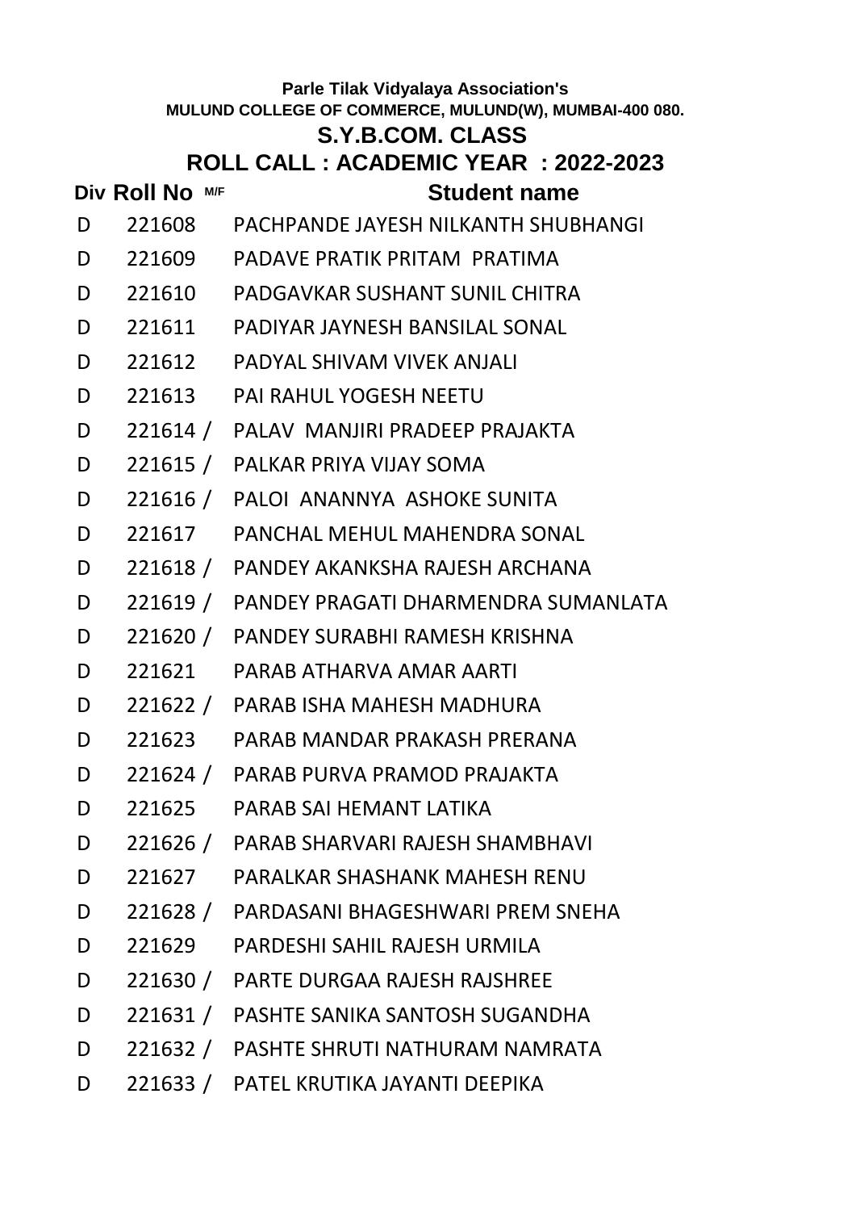Parle Tilak Vidyalaya Association's

MULUND COLLEGE OF COMMERCE, MULUND(W), MUMBAI-400 080.

## S.Y.B.COM. CLASS

## ROLL CALL : ACADEMIC YEAR : 2022-2023

| Div | Roll No | M/F | Student name |
|---|---|---|---|
| D | 221608 | | PACHPANDE JAYESH NILKANTH SHUBHANGI |
| D | 221609 | | PADAVE PRATIK PRITAM PRATIMA |
| D | 221610 | | PADGAVKAR SUSHANT SUNIL CHITRA |
| D | 221611 | | PADIYAR JAYNESH BANSILAL SONAL |
| D | 221612 | | PADYAL SHIVAM VIVEK ANJALI |
| D | 221613 | | PAI RAHUL YOGESH NEETU |
| D | 221614 | / | PALAV MANJIRI PRADEEP PRAJAKTA |
| D | 221615 | / | PALKAR PRIYA VIJAY SOMA |
| D | 221616 | / | PALOI ANANNYA ASHOKE SUNITA |
| D | 221617 | | PANCHAL MEHUL MAHENDRA SONAL |
| D | 221618 | / | PANDEY AKANKSHA RAJESH ARCHANA |
| D | 221619 | / | PANDEY PRAGATI DHARMENDRA SUMANLATA |
| D | 221620 | / | PANDEY SURABHI RAMESH KRISHNA |
| D | 221621 | | PARAB ATHARVA AMAR AARTI |
| D | 221622 | / | PARAB ISHA MAHESH MADHURA |
| D | 221623 | | PARAB MANDAR PRAKASH PRERANA |
| D | 221624 | / | PARAB PURVA PRAMOD PRAJAKTA |
| D | 221625 | | PARAB SAI HEMANT LATIKA |
| D | 221626 | / | PARAB SHARVARI RAJESH SHAMBHAVI |
| D | 221627 | | PARALKAR SHASHANK MAHESH RENU |
| D | 221628 | / | PARDASANI BHAGESHWARI PREM SNEHA |
| D | 221629 | | PARDESHI SAHIL RAJESH URMILA |
| D | 221630 | / | PARTE DURGAA RAJESH RAJSHREE |
| D | 221631 | / | PASHTE SANIKA SANTOSH SUGANDHA |
| D | 221632 | / | PASHTE SHRUTI NATHURAM NAMRATA |
| D | 221633 | / | PATEL KRUTIKA JAYANTI DEEPIKA |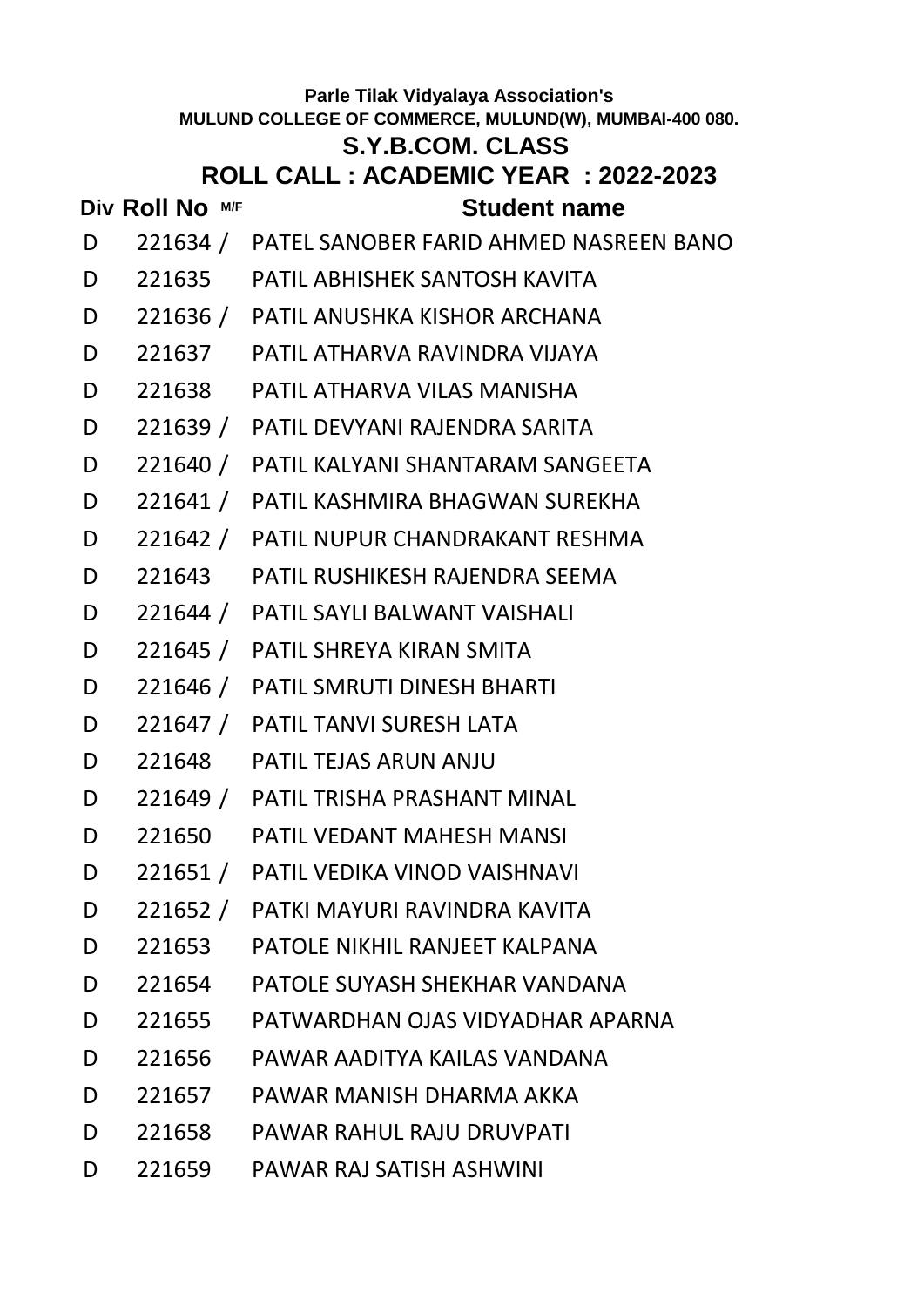Parle Tilak Vidyalaya Association's

MULUND COLLEGE OF COMMERCE, MULUND(W), MUMBAI-400 080.

## S.Y.B.COM. CLASS

## ROLL CALL : ACADEMIC YEAR : 2022-2023

| Div | Roll No | M/F | Student name |
|---|---|---|---|
| D | 221634 | / | PATEL SANOBER FARID AHMED NASREEN BANO |
| D | 221635 | | PATIL ABHISHEK SANTOSH KAVITA |
| D | 221636 | / | PATIL ANUSHKA KISHOR ARCHANA |
| D | 221637 | | PATIL ATHARVA RAVINDRA VIJAYA |
| D | 221638 | | PATIL ATHARVA VILAS MANISHA |
| D | 221639 | / | PATIL DEVYANI RAJENDRA SARITA |
| D | 221640 | / | PATIL KALYANI SHANTARAM SANGEETA |
| D | 221641 | / | PATIL KASHMIRA BHAGWAN SUREKHA |
| D | 221642 | / | PATIL NUPUR CHANDRAKANT RESHMA |
| D | 221643 | | PATIL RUSHIKESH RAJENDRA SEEMA |
| D | 221644 | / | PATIL SAYLI BALWANT VAISHALI |
| D | 221645 | / | PATIL SHREYA KIRAN SMITA |
| D | 221646 | / | PATIL SMRUTI DINESH BHARTI |
| D | 221647 | / | PATIL TANVI SURESH LATA |
| D | 221648 | | PATIL TEJAS ARUN ANJU |
| D | 221649 | / | PATIL TRISHA PRASHANT MINAL |
| D | 221650 | | PATIL VEDANT MAHESH MANSI |
| D | 221651 | / | PATIL VEDIKA VINOD VAISHNAVI |
| D | 221652 | / | PATKI MAYURI RAVINDRA KAVITA |
| D | 221653 | | PATOLE NIKHIL RANJEET KALPANA |
| D | 221654 | | PATOLE SUYASH SHEKHAR VANDANA |
| D | 221655 | | PATWARDHAN OJAS VIDYADHAR APARNA |
| D | 221656 | | PAWAR AADITYA KAILAS VANDANA |
| D | 221657 | | PAWAR MANISH DHARMA AKKA |
| D | 221658 | | PAWAR RAHUL RAJU DRUVPATI |
| D | 221659 | | PAWAR RAJ SATISH ASHWINI |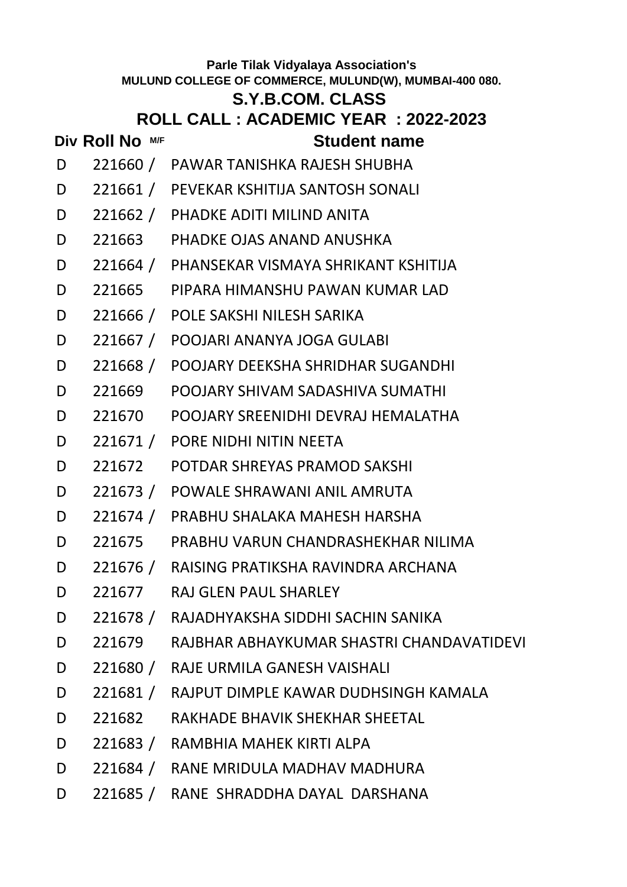Parle Tilak Vidyalaya Association's

MULUND COLLEGE OF COMMERCE, MULUND(W), MUMBAI-400 080.

## S.Y.B.COM. CLASS

## ROLL CALL : ACADEMIC YEAR : 2022-2023

| Div | Roll No | M/F | Student name |
|---|---|---|---|
| D | 221660 | / | PAWAR TANISHKA RAJESH SHUBHA |
| D | 221661 | / | PEVEKAR KSHITIJA SANTOSH SONALI |
| D | 221662 | / | PHADKE ADITI MILIND ANITA |
| D | 221663 | | PHADKE OJAS ANAND ANUSHKA |
| D | 221664 | / | PHANSEKAR VISMAYA SHRIKANT KSHITIJA |
| D | 221665 | | PIPARA HIMANSHU PAWAN KUMAR LAD |
| D | 221666 | / | POLE SAKSHI NILESH SARIKA |
| D | 221667 | / | POOJARI ANANYA JOGA GULABI |
| D | 221668 | / | POOJARY DEEKSHA SHRIDHAR SUGANDHI |
| D | 221669 | | POOJARY SHIVAM SADASHIVA SUMATHI |
| D | 221670 | | POOJARY SREENIDHI DEVRAJ HEMALATHA |
| D | 221671 | / | PORE NIDHI NITIN NEETA |
| D | 221672 | | POTDAR SHREYAS PRAMOD SAKSHI |
| D | 221673 | / | POWALE SHRAWANI ANIL AMRUTA |
| D | 221674 | / | PRABHU SHALAKA MAHESH HARSHA |
| D | 221675 | | PRABHU VARUN CHANDRASHEKHAR NILIMA |
| D | 221676 | / | RAISING PRATIKSHA RAVINDRA ARCHANA |
| D | 221677 | | RAJ GLEN PAUL SHARLEY |
| D | 221678 | / | RAJADHYAKSHA SIDDHI SACHIN SANIKA |
| D | 221679 | | RAJBHAR ABHAYKUMAR SHASTRI CHANDAVATIDEVI |
| D | 221680 | / | RAJE URMILA GANESH VAISHALI |
| D | 221681 | / | RAJPUT DIMPLE KAWAR DUDHSINGH KAMALA |
| D | 221682 | | RAKHADE BHAVIK SHEKHAR SHEETAL |
| D | 221683 | / | RAMBHIA MAHEK KIRTI ALPA |
| D | 221684 | / | RANE MRIDULA MADHAV MADHURA |
| D | 221685 | / | RANE SHRADDHA DAYAL DARSHANA |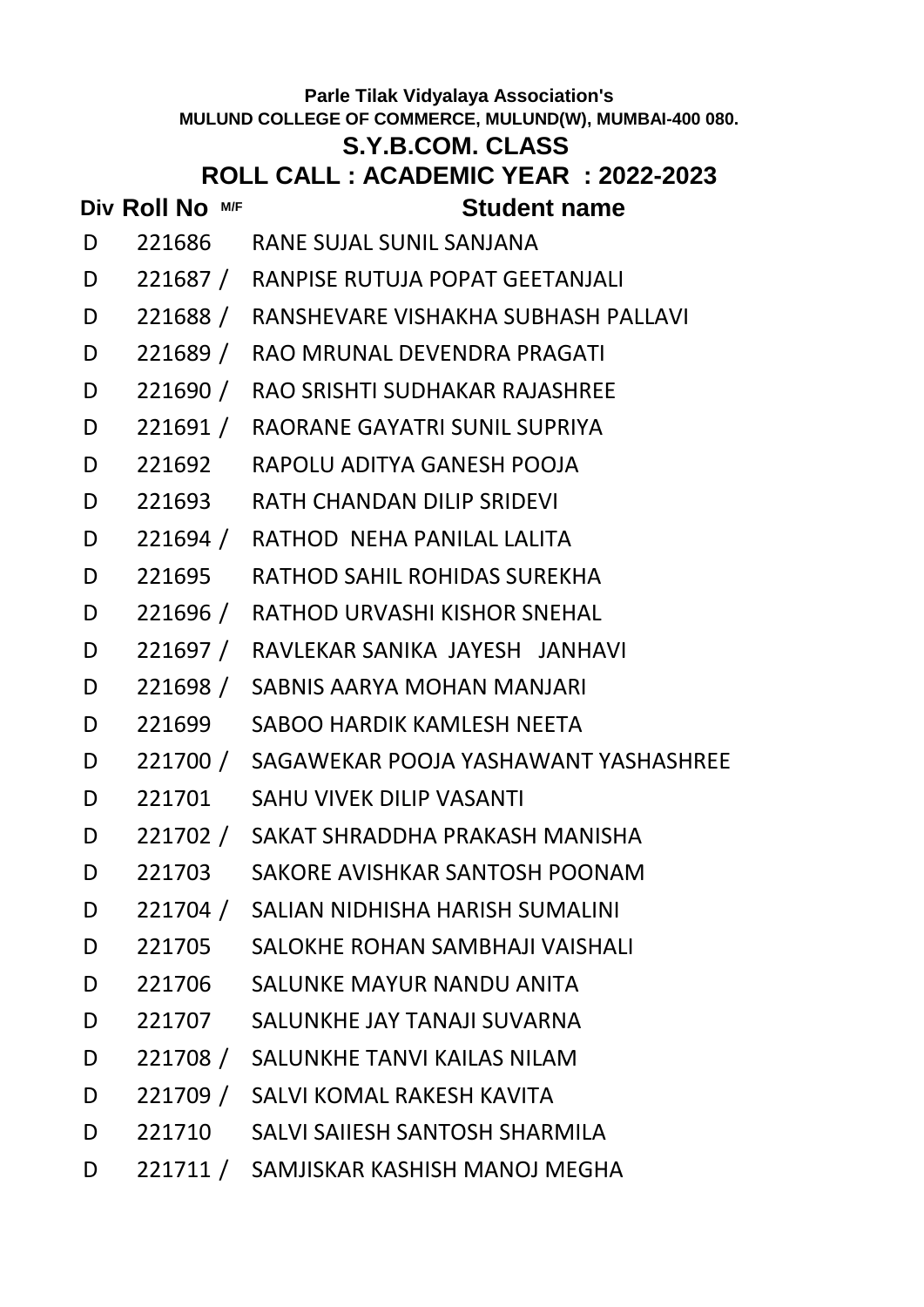Parle Tilak Vidyalaya Association's

MULUND COLLEGE OF COMMERCE, MULUND(W), MUMBAI-400 080.

## S.Y.B.COM. CLASS

## ROLL CALL : ACADEMIC YEAR : 2022-2023

| Div | Roll No | M/F | Student name |
|---|---|---|---|
| D | 221686 | | RANE SUJAL SUNIL SANJANA |
| D | 221687 | / | RANPISE RUTUJA POPAT GEETANJALI |
| D | 221688 | / | RANSHEVARE VISHAKHA SUBHASH PALLAVI |
| D | 221689 | / | RAO MRUNAL DEVENDRA PRAGATI |
| D | 221690 | / | RAO SRISHTI SUDHAKAR RAJASHREE |
| D | 221691 | / | RAORANE GAYATRI SUNIL SUPRIYA |
| D | 221692 | | RAPOLU ADITYA GANESH POOJA |
| D | 221693 | | RATH CHANDAN DILIP SRIDEVI |
| D | 221694 | / | RATHOD NEHA PANILAL LALITA |
| D | 221695 | | RATHOD SAHIL ROHIDAS SUREKHA |
| D | 221696 | / | RATHOD URVASHI KISHOR SNEHAL |
| D | 221697 | / | RAVLEKAR SANIKA JAYESH JANHAVI |
| D | 221698 | / | SABNIS AARYA MOHAN MANJARI |
| D | 221699 | | SABOO HARDIK KAMLESH NEETA |
| D | 221700 | / | SAGAWEKAR POOJA YASHAWANT YASHASHREE |
| D | 221701 | | SAHU VIVEK DILIP VASANTI |
| D | 221702 | / | SAKAT SHRADDHA PRAKASH MANISHA |
| D | 221703 | | SAKORE AVISHKAR SANTOSH POONAM |
| D | 221704 | / | SALIAN NIDHISHA HARISH SUMALINI |
| D | 221705 | | SALOKHE ROHAN SAMBHAJI VAISHALI |
| D | 221706 | | SALUNKE MAYUR NANDU ANITA |
| D | 221707 | | SALUNKHE JAY TANAJI SUVARNA |
| D | 221708 | / | SALUNKHE TANVI KAILAS NILAM |
| D | 221709 | / | SALVI KOMAL RAKESH KAVITA |
| D | 221710 | | SALVI SAIIESH SANTOSH SHARMILA |
| D | 221711 | / | SAMJISKAR KASHISH MANOJ MEGHA |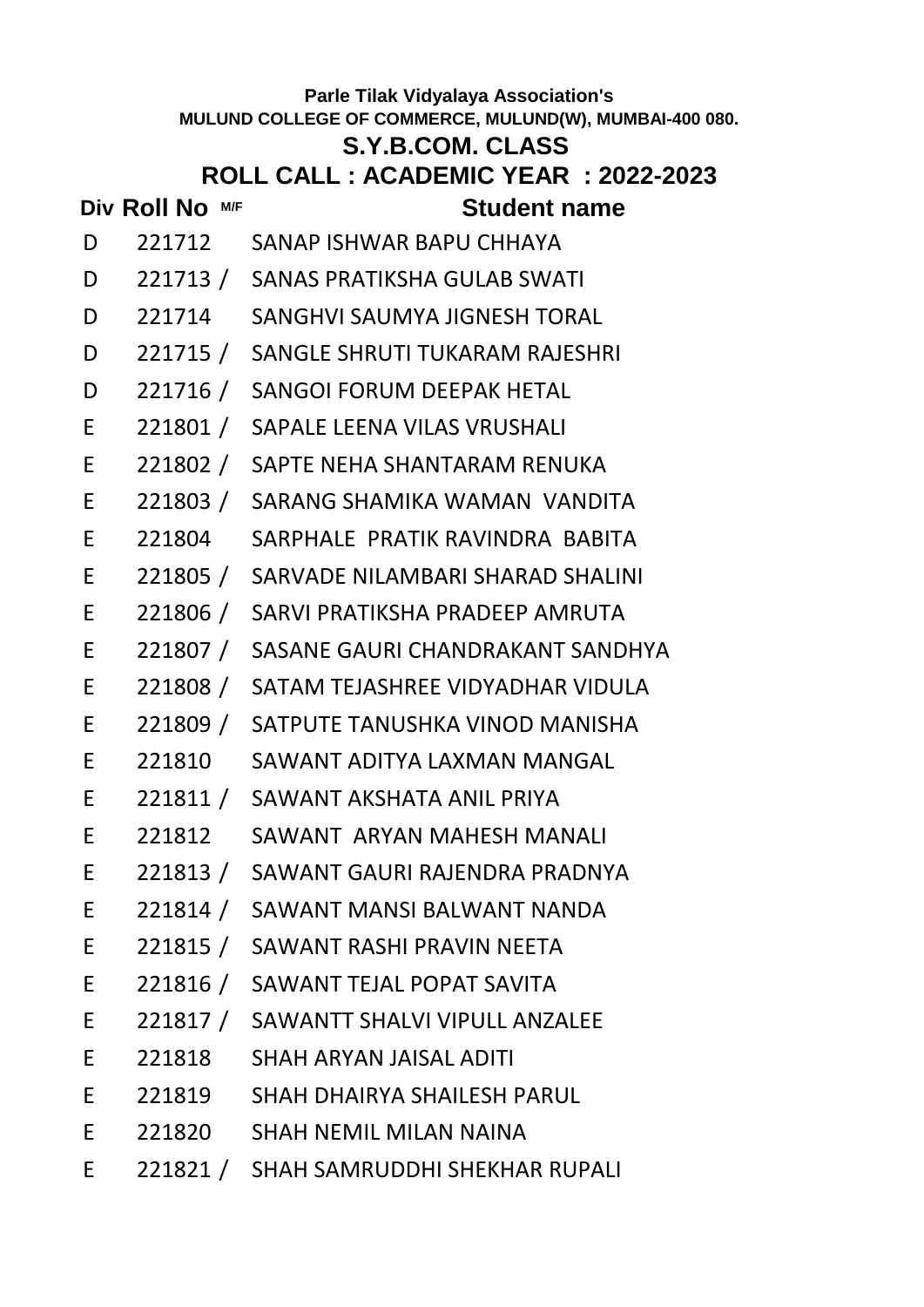Parle Tilak Vidyalaya Association's

MULUND COLLEGE OF COMMERCE, MULUND(W), MUMBAI-400 080.

## S.Y.B.COM. CLASS

## ROLL CALL : ACADEMIC YEAR : 2022-2023

| Div | Roll No | M/F | Student name |
|---|---|---|---|
| D | 221712 | | SANAP ISHWAR BAPU CHHAYA |
| D | 221713 | / | SANAS PRATIKSHA GULAB SWATI |
| D | 221714 | | SANGHVI SAUMYA JIGNESH TORAL |
| D | 221715 | / | SANGLE SHRUTI TUKARAM RAJESHRI |
| D | 221716 | / | SANGOI FORUM DEEPAK HETAL |
| E | 221801 | / | SAPALE LEENA VILAS VRUSHALI |
| E | 221802 | / | SAPTE NEHA SHANTARAM RENUKA |
| E | 221803 | / | SARANG SHAMIKA WAMAN VANDITA |
| E | 221804 | | SARPHALE PRATIK RAVINDRA BABITA |
| E | 221805 | / | SARVADE NILAMBARI SHARAD SHALINI |
| E | 221806 | / | SARVI PRATIKSHA PRADEEP AMRUTA |
| E | 221807 | / | SASANE GAURI CHANDRAKANT SANDHYA |
| E | 221808 | / | SATAM TEJASHREE VIDYADHAR VIDULA |
| E | 221809 | / | SATPUTE TANUSHKA VINOD MANISHA |
| E | 221810 | | SAWANT ADITYA LAXMAN MANGAL |
| E | 221811 | / | SAWANT AKSHATA ANIL PRIYA |
| E | 221812 | | SAWANT ARYAN MAHESH MANALI |
| E | 221813 | / | SAWANT GAURI RAJENDRA PRADNYA |
| E | 221814 | / | SAWANT MANSI BALWANT NANDA |
| E | 221815 | / | SAWANT RASHI PRAVIN NEETA |
| E | 221816 | / | SAWANT TEJAL POPAT SAVITA |
| E | 221817 | / | SAWANTT SHALVI VIPULL ANZALEE |
| E | 221818 | | SHAH ARYAN JAISAL ADITI |
| E | 221819 | | SHAH DHAIRYA SHAILESH PARUL |
| E | 221820 | | SHAH NEMIL MILAN NAINA |
| E | 221821 | / | SHAH SAMRUDDHI SHEKHAR RUPALI |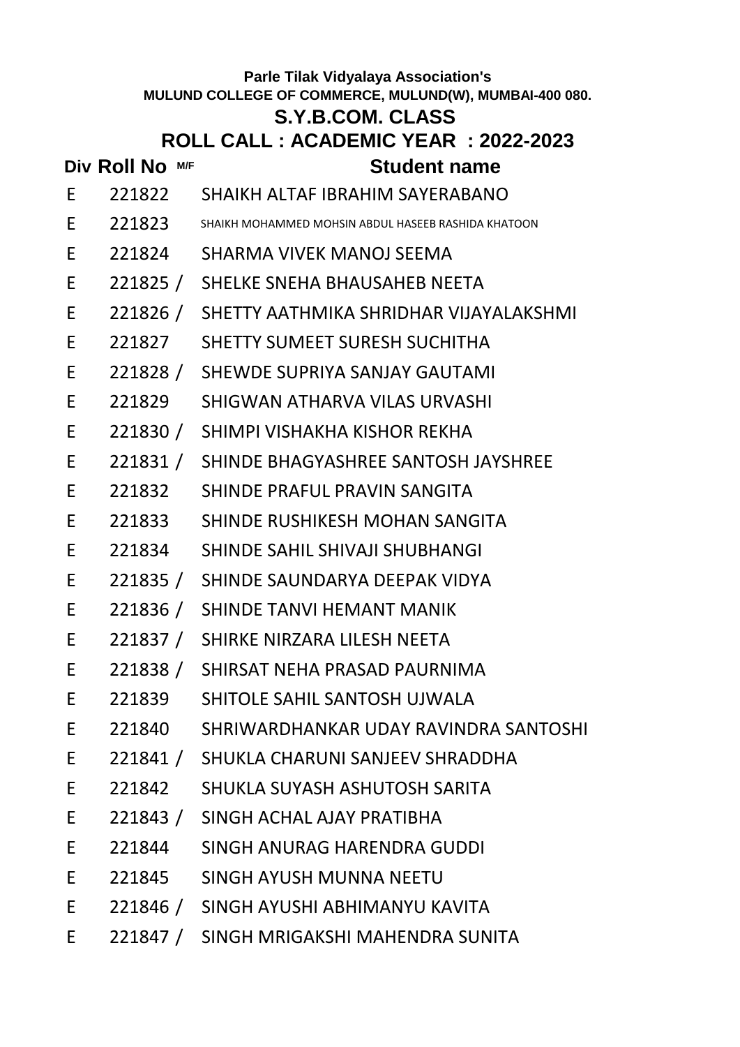Parle Tilak Vidyalaya Association's

**MULUND COLLEGE OF COMMERCE, MULUND(W), MUMBAI-400 080.**

## S.Y.B.COM. CLASS

## ROLL CALL : ACADEMIC YEAR : 2022-2023

| Div | Roll No | M/F | Student name |
|---|---|---|---|
| E | 221822 | | SHAIKH ALTAF IBRAHIM SAYERABANO |
| E | 221823 | | SHAIKH MOHAMMED MOHSIN ABDUL HASEEB RASHIDA KHATOON |
| E | 221824 | | SHARMA VIVEK MANOJ SEEMA |
| E | 221825 | / | SHELKE SNEHA BHAUSAHEB NEETA |
| E | 221826 | / | SHETTY AATHMIKA SHRIDHAR VIJAYALAKSHMI |
| E | 221827 | | SHETTY SUMEET SURESH SUCHITHA |
| E | 221828 | / | SHEWDE SUPRIYA SANJAY GAUTAMI |
| E | 221829 | | SHIGWAN ATHARVA VILAS URVASHI |
| E | 221830 | / | SHIMPI VISHAKHA KISHOR REKHA |
| E | 221831 | / | SHINDE BHAGYASHREE SANTOSH JAYSHREE |
| E | 221832 | | SHINDE PRAFUL PRAVIN SANGITA |
| E | 221833 | | SHINDE RUSHIKESH MOHAN SANGITA |
| E | 221834 | | SHINDE SAHIL SHIVAJI SHUBHANGI |
| E | 221835 | / | SHINDE SAUNDARYA DEEPAK VIDYA |
| E | 221836 | / | SHINDE TANVI HEMANT MANIK |
| E | 221837 | / | SHIRKE NIRZARA LILESH NEETA |
| E | 221838 | / | SHIRSAT NEHA PRASAD PAURNIMA |
| E | 221839 | | SHITOLE SAHIL SANTOSH UJWALA |
| E | 221840 | | SHRIWARDHANKAR UDAY RAVINDRA SANTOSHI |
| E | 221841 | / | SHUKLA CHARUNI SANJEEV SHRADDHA |
| E | 221842 | | SHUKLA SUYASH ASHUTOSH SARITA |
| E | 221843 | / | SINGH ACHAL AJAY PRATIBHA |
| E | 221844 | | SINGH ANURAG HARENDRA GUDDI |
| E | 221845 | | SINGH AYUSH MUNNA NEETU |
| E | 221846 | / | SINGH AYUSHI ABHIMANYU KAVITA |
| E | 221847 | / | SINGH MRIGAKSHI MAHENDRA SUNITA |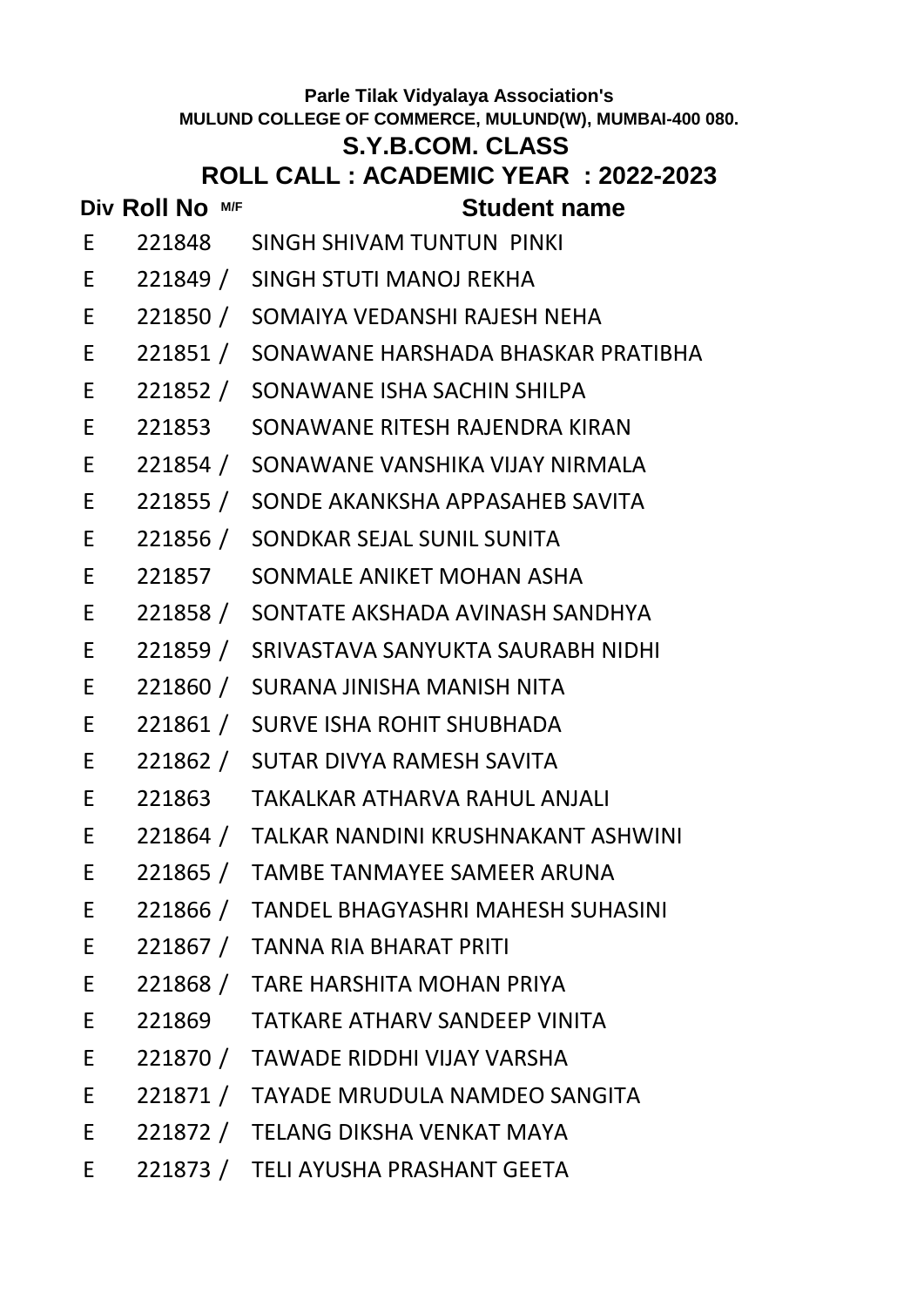Parle Tilak Vidyalaya Association's

MULUND COLLEGE OF COMMERCE, MULUND(W), MUMBAI-400 080.

## S.Y.B.COM. CLASS

## ROLL CALL : ACADEMIC YEAR : 2022-2023

| Div | Roll No | M/F | Student name |
|---|---|---|---|
| E | 221848 | | SINGH SHIVAM TUNTUN PINKI |
| E | 221849 | / | SINGH STUTI MANOJ REKHA |
| E | 221850 | / | SOMAIYA VEDANSHI RAJESH NEHA |
| E | 221851 | / | SONAWANE HARSHADA BHASKAR PRATIBHA |
| E | 221852 | / | SONAWANE ISHA SACHIN SHILPA |
| E | 221853 | | SONAWANE RITESH RAJENDRA KIRAN |
| E | 221854 | / | SONAWANE VANSHIKA VIJAY NIRMALA |
| E | 221855 | / | SONDE AKANKSHA APPASAHEB SAVITA |
| E | 221856 | / | SONDKAR SEJAL SUNIL SUNITA |
| E | 221857 | | SONMALE ANIKET MOHAN ASHA |
| E | 221858 | / | SONTATE AKSHADA AVINASH SANDHYA |
| E | 221859 | / | SRIVASTAVA SANYUKTA SAURABH NIDHI |
| E | 221860 | / | SURANA JINISHA MANISH NITA |
| E | 221861 | / | SURVE ISHA ROHIT SHUBHADA |
| E | 221862 | / | SUTAR DIVYA RAMESH SAVITA |
| E | 221863 | | TAKALKAR ATHARVA RAHUL ANJALI |
| E | 221864 | / | TALKAR NANDINI KRUSHNAKANT ASHWINI |
| E | 221865 | / | TAMBE TANMAYEE SAMEER ARUNA |
| E | 221866 | / | TANDEL BHAGYASHRI MAHESH SUHASINI |
| E | 221867 | / | TANNA RIA BHARAT PRITI |
| E | 221868 | / | TARE HARSHITA MOHAN PRIYA |
| E | 221869 | | TATKARE ATHARV SANDEEP VINITA |
| E | 221870 | / | TAWADE RIDDHI VIJAY VARSHA |
| E | 221871 | / | TAYADE MRUDULA NAMDEO SANGITA |
| E | 221872 | / | TELANG DIKSHA VENKAT MAYA |
| E | 221873 | / | TELI AYUSHA PRASHANT GEETA |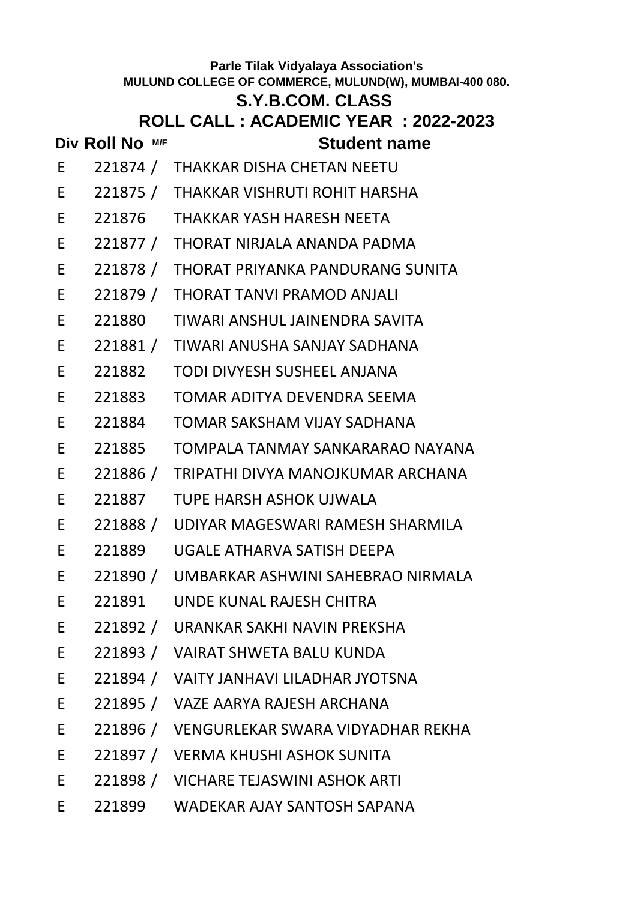Parle Tilak Vidyalaya Association's

**MULUND COLLEGE OF COMMERCE, MULUND(W), MUMBAI-400 080.**

## S.Y.B.COM. CLASS

## ROLL CALL : ACADEMIC YEAR : 2022-2023

| Div | Roll No | M/F | Student name |
|---|---|---|---|
| E | 221874 | / | THAKKAR DISHA CHETAN NEETU |
| E | 221875 | / | THAKKAR VISHRUTI ROHIT HARSHA |
| E | 221876 | | THAKKAR YASH HARESH NEETA |
| E | 221877 | / | THORAT NIRJALA ANANDA PADMA |
| E | 221878 | / | THORAT PRIYANKA PANDURANG SUNITA |
| E | 221879 | / | THORAT TANVI PRAMOD ANJALI |
| E | 221880 | | TIWARI ANSHUL JAINENDRA SAVITA |
| E | 221881 | / | TIWARI ANUSHA SANJAY SADHANA |
| E | 221882 | | TODI DIVYESH SUSHEEL ANJANA |
| E | 221883 | | TOMAR ADITYA DEVENDRA SEEMA |
| E | 221884 | | TOMAR SAKSHAM VIJAY SADHANA |
| E | 221885 | | TOMPALA TANMAY SANKARARAO NAYANA |
| E | 221886 | / | TRIPATHI DIVYA MANOJKUMAR ARCHANA |
| E | 221887 | | TUPE HARSH ASHOK UJWALA |
| E | 221888 | / | UDIYAR MAGESWARI RAMESH SHARMILA |
| E | 221889 | | UGALE ATHARVA SATISH DEEPA |
| E | 221890 | / | UMBARKAR ASHWINI SAHEBRAO NIRMALA |
| E | 221891 | | UNDE KUNAL RAJESH CHITRA |
| E | 221892 | / | URANKAR SAKHI NAVIN PREKSHA |
| E | 221893 | / | VAIRAT SHWETA BALU KUNDA |
| E | 221894 | / | VAITY JANHAVI LILADHAR JYOTSNA |
| E | 221895 | / | VAZE AARYA RAJESH ARCHANA |
| E | 221896 | / | VENGURLEKAR SWARA VIDYADHAR REKHA |
| E | 221897 | / | VERMA KHUSHI ASHOK SUNITA |
| E | 221898 | / | VICHARE TEJASWINI ASHOK ARTI |
| E | 221899 | | WADEKAR AJAY SANTOSH SAPANA |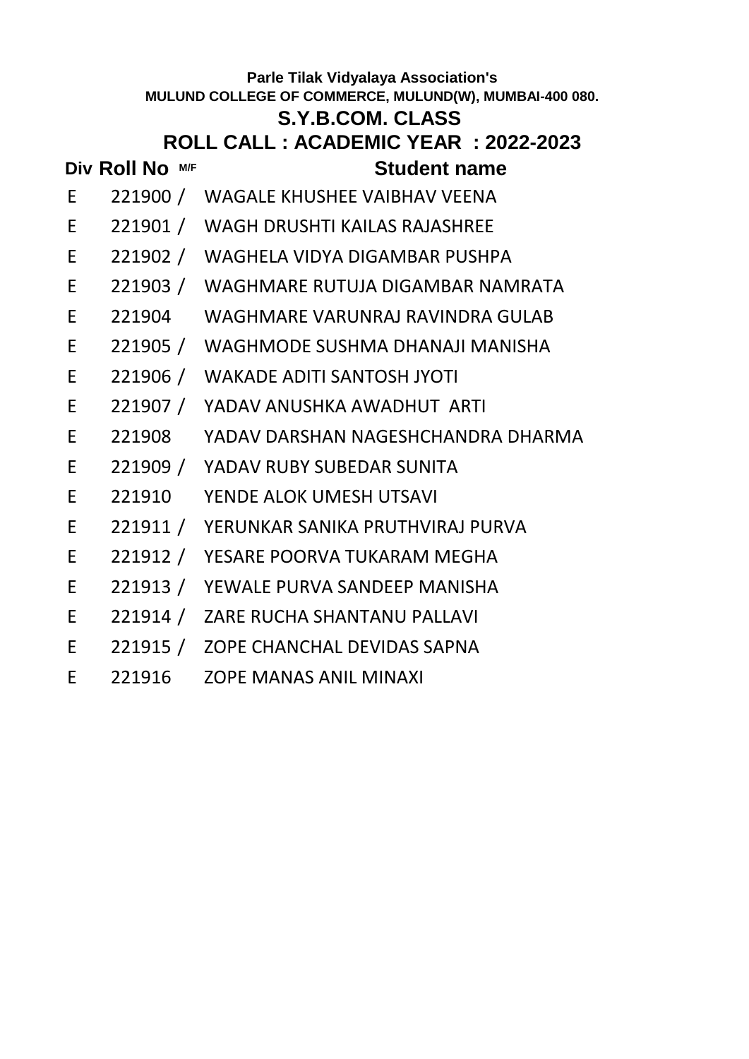**Parle Tilak Vidyalaya Association's**

**MULUND COLLEGE OF COMMERCE, MULUND(W), MUMBAI-400 080.**

## S.Y.B.COM. CLASS

## ROLL CALL : ACADEMIC YEAR : 2022-2023

| Div | Roll No | M/F | Student name |
|---|---|---|---|
| E | 221900 | / | WAGALE KHUSHEE VAIBHAV VEENA |
| E | 221901 | / | WAGH DRUSHTI KAILAS RAJASHREE |
| E | 221902 | / | WAGHELA VIDYA DIGAMBAR PUSHPA |
| E | 221903 | / | WAGHMARE RUTUJA DIGAMBAR NAMRATA |
| E | 221904 | | WAGHMARE VARUNRAJ RAVINDRA GULAB |
| E | 221905 | / | WAGHMODE SUSHMA DHANAJI MANISHA |
| E | 221906 | / | WAKADE ADITI SANTOSH JYOTI |
| E | 221907 | / | YADAV ANUSHKA AWADHUT ARTI |
| E | 221908 | | YADAV DARSHAN NAGESHCHANDRA DHARMA |
| E | 221909 | / | YADAV RUBY SUBEDAR SUNITA |
| E | 221910 | | YENDE ALOK UMESH UTSAVI |
| E | 221911 | / | YERUNKAR SANIKA PRUTHVIRAJ PURVA |
| E | 221912 | / | YESARE POORVA TUKARAM MEGHA |
| E | 221913 | / | YEWALE PURVA SANDEEP MANISHA |
| E | 221914 | / | ZARE RUCHA SHANTANU PALLAVI |
| E | 221915 | / | ZOPE CHANCHAL DEVIDAS SAPNA |
| E | 221916 | | ZOPE MANAS ANIL MINAXI |